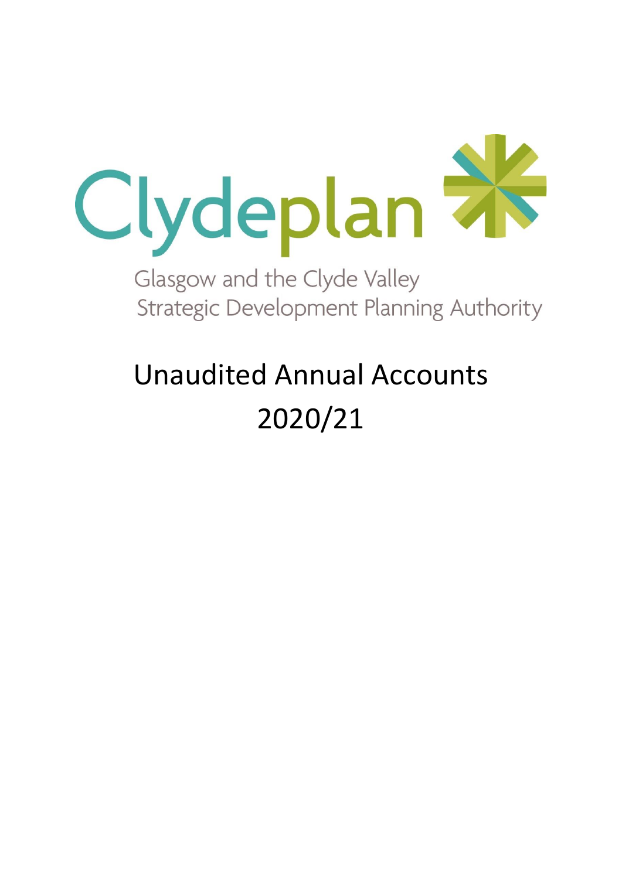Clydeplan

Glasgow and the Clyde Valley
Strategic Development Planning Authority

# Unaudited Annual Accounts 2020/21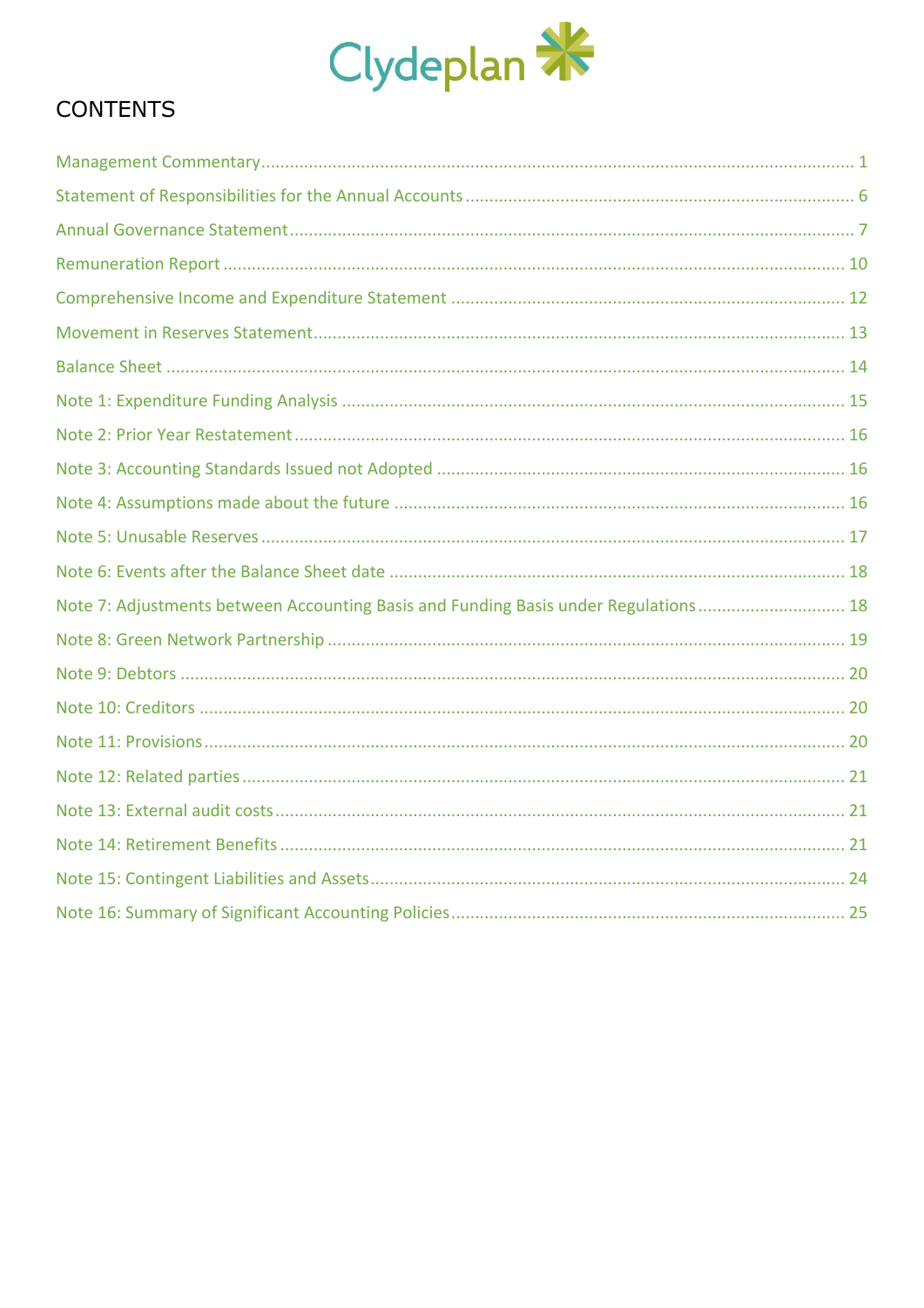Clydeplan

# CONTENTS

Management Commentary ..... 1

Statement of Responsibilities for the Annual Accounts ..... 6

Annual Governance Statement ..... 7

Remuneration Report ..... 10

Comprehensive Income and Expenditure Statement ..... 12

Movement in Reserves Statement ..... 13

Balance Sheet ..... 14

Note 1: Expenditure Funding Analysis ..... 15

Note 2: Prior Year Restatement ..... 16

Note 3: Accounting Standards Issued not Adopted ..... 16

Note 4: Assumptions made about the future ..... 16

Note 5: Unusable Reserves ..... 17

Note 6: Events after the Balance Sheet date ..... 18

Note 7: Adjustments between Accounting Basis and Funding Basis under Regulations ..... 18

Note 8: Green Network Partnership ..... 19

Note 9: Debtors ..... 20

Note 10: Creditors ..... 20

Note 11: Provisions ..... 20

Note 12: Related parties ..... 21

Note 13: External audit costs ..... 21

Note 14: Retirement Benefits ..... 21

Note 15: Contingent Liabilities and Assets ..... 24

Note 16: Summary of Significant Accounting Policies ..... 25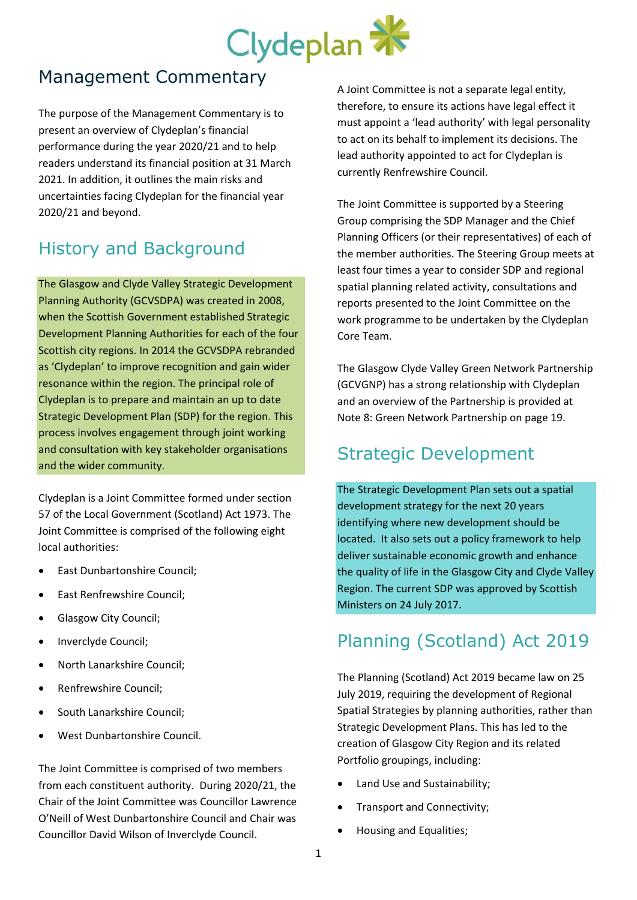# Management Commentary

The purpose of the Management Commentary is to present an overview of Clydeplan's financial performance during the year 2020/21 and to help readers understand its financial position at 31 March 2021. In addition, it outlines the main risks and uncertainties facing Clydeplan for the financial year 2020/21 and beyond.

## History and Background

The Glasgow and Clyde Valley Strategic Development Planning Authority (GCVSDPA) was created in 2008, when the Scottish Government established Strategic Development Planning Authorities for each of the four Scottish city regions. In 2014 the GCVSDPA rebranded as 'Clydeplan' to improve recognition and gain wider resonance within the region. The principal role of Clydeplan is to prepare and maintain an up to date Strategic Development Plan (SDP) for the region. This process involves engagement through joint working and consultation with key stakeholder organisations and the wider community.

Clydeplan is a Joint Committee formed under section 57 of the Local Government (Scotland) Act 1973. The Joint Committee is comprised of the following eight local authorities:

- East Dunbartonshire Council;
- East Renfrewshire Council;
- Glasgow City Council;
- Inverclyde Council;
- North Lanarkshire Council;
- Renfrewshire Council;
- South Lanarkshire Council;
- West Dunbartonshire Council.

The Joint Committee is comprised of two members from each constituent authority. During 2020/21, the Chair of the Joint Committee was Councillor Lawrence O'Neill of West Dunbartonshire Council and Chair was Councillor David Wilson of Inverclyde Council.

A Joint Committee is not a separate legal entity, therefore, to ensure its actions have legal effect it must appoint a 'lead authority' with legal personality to act on its behalf to implement its decisions. The lead authority appointed to act for Clydeplan is currently Renfrewshire Council.

The Joint Committee is supported by a Steering Group comprising the SDP Manager and the Chief Planning Officers (or their representatives) of each of the member authorities. The Steering Group meets at least four times a year to consider SDP and regional spatial planning related activity, consultations and reports presented to the Joint Committee on the work programme to be undertaken by the Clydeplan Core Team.

The Glasgow Clyde Valley Green Network Partnership (GCVGNP) has a strong relationship with Clydeplan and an overview of the Partnership is provided at Note 8: Green Network Partnership on page 19.

## Strategic Development

The Strategic Development Plan sets out a spatial development strategy for the next 20 years identifying where new development should be located. It also sets out a policy framework to help deliver sustainable economic growth and enhance the quality of life in the Glasgow City and Clyde Valley Region. The current SDP was approved by Scottish Ministers on 24 July 2017.

## Planning (Scotland) Act 2019

The Planning (Scotland) Act 2019 became law on 25 July 2019, requiring the development of Regional Spatial Strategies by planning authorities, rather than Strategic Development Plans. This has led to the creation of Glasgow City Region and its related Portfolio groupings, including:

- Land Use and Sustainability;
- Transport and Connectivity;
- Housing and Equalities;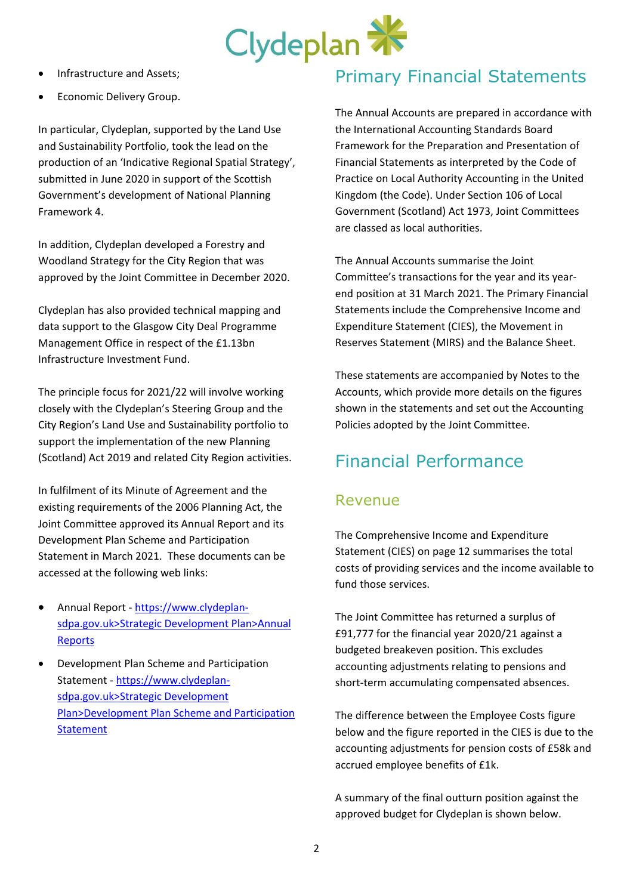- Infrastructure and Assets;
- Economic Delivery Group.

In particular, Clydeplan, supported by the Land Use and Sustainability Portfolio, took the lead on the production of an 'Indicative Regional Spatial Strategy', submitted in June 2020 in support of the Scottish Government's development of National Planning Framework 4.

In addition, Clydeplan developed a Forestry and Woodland Strategy for the City Region that was approved by the Joint Committee in December 2020.

Clydeplan has also provided technical mapping and data support to the Glasgow City Deal Programme Management Office in respect of the £1.13bn Infrastructure Investment Fund.

The principle focus for 2021/22 will involve working closely with the Clydeplan's Steering Group and the City Region's Land Use and Sustainability portfolio to support the implementation of the new Planning (Scotland) Act 2019 and related City Region activities.

In fulfilment of its Minute of Agreement and the existing requirements of the 2006 Planning Act, the Joint Committee approved its Annual Report and its Development Plan Scheme and Participation Statement in March 2021. These documents can be accessed at the following web links:

- Annual Report - https://www.clydeplan-sdpa.gov.uk>Strategic Development Plan>Annual Reports
- Development Plan Scheme and Participation Statement - https://www.clydeplan-sdpa.gov.uk>Strategic Development Plan>Development Plan Scheme and Participation Statement

## Primary Financial Statements

The Annual Accounts are prepared in accordance with the International Accounting Standards Board Framework for the Preparation and Presentation of Financial Statements as interpreted by the Code of Practice on Local Authority Accounting in the United Kingdom (the Code). Under Section 106 of Local Government (Scotland) Act 1973, Joint Committees are classed as local authorities.

The Annual Accounts summarise the Joint Committee's transactions for the year and its year-end position at 31 March 2021. The Primary Financial Statements include the Comprehensive Income and Expenditure Statement (CIES), the Movement in Reserves Statement (MIRS) and the Balance Sheet.

These statements are accompanied by Notes to the Accounts, which provide more details on the figures shown in the statements and set out the Accounting Policies adopted by the Joint Committee.

## Financial Performance

### Revenue

The Comprehensive Income and Expenditure Statement (CIES) on page 12 summarises the total costs of providing services and the income available to fund those services.

The Joint Committee has returned a surplus of £91,777 for the financial year 2020/21 against a budgeted breakeven position. This excludes accounting adjustments relating to pensions and short-term accumulating compensated absences.

The difference between the Employee Costs figure below and the figure reported in the CIES is due to the accounting adjustments for pension costs of £58k and accrued employee benefits of £1k.

A summary of the final outturn position against the approved budget for Clydeplan is shown below.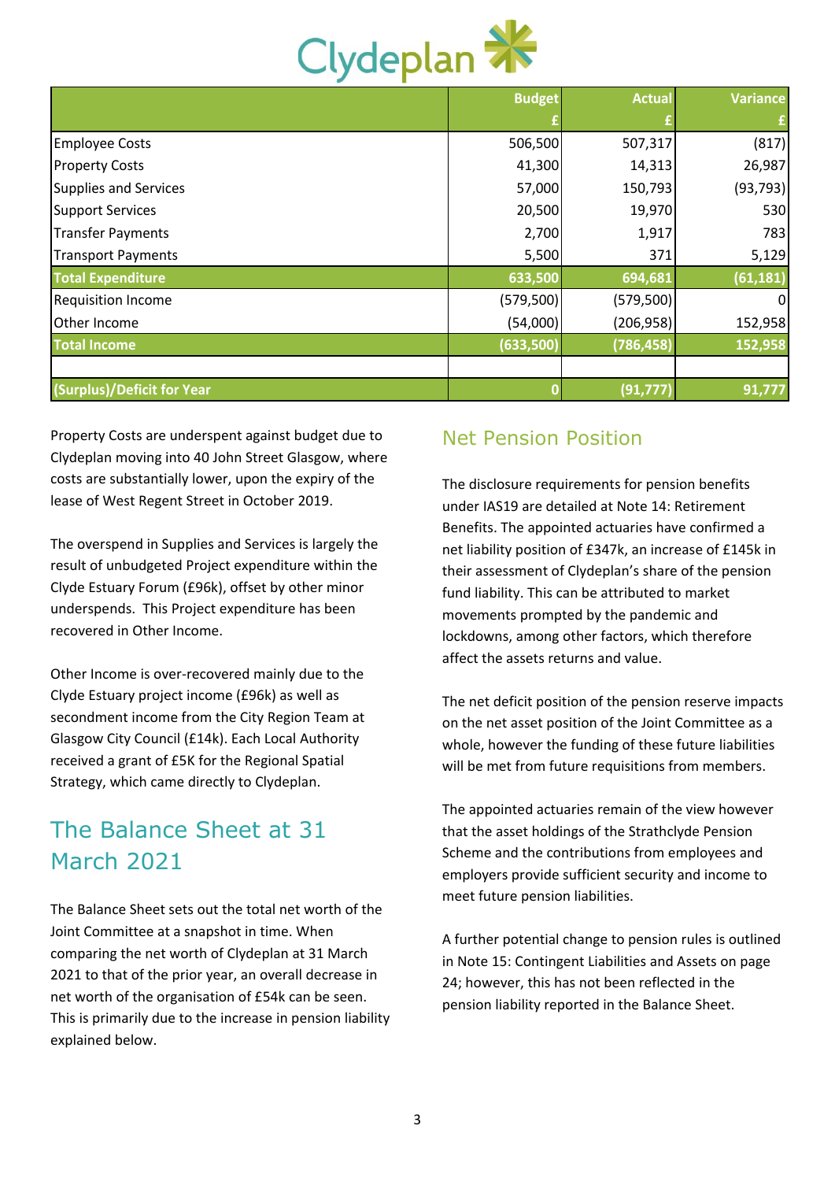| | Budget £ | Actual £ | Variance £ |
|---|---|---|---|
| Employee Costs | 506,500 | 507,317 | (817) |
| Property Costs | 41,300 | 14,313 | 26,987 |
| Supplies and Services | 57,000 | 150,793 | (93,793) |
| Support Services | 20,500 | 19,970 | 530 |
| Transfer Payments | 2,700 | 1,917 | 783 |
| Transport Payments | 5,500 | 371 | 5,129 |
| **Total Expenditure** | **633,500** | **694,681** | **(61,181)** |
| Requisition Income | (579,500) | (579,500) | 0 |
| Other Income | (54,000) | (206,958) | 152,958 |
| **Total Income** | **(633,500)** | **(786,458)** | **152,958** |
| | | | |
| **(Surplus)/Deficit for Year** | **0** | **(91,777)** | **91,777** |

Property Costs are underspent against budget due to Clydeplan moving into 40 John Street Glasgow, where costs are substantially lower, upon the expiry of the lease of West Regent Street in October 2019.

The overspend in Supplies and Services is largely the result of unbudgeted Project expenditure within the Clyde Estuary Forum (£96k), offset by other minor underspends. This Project expenditure has been recovered in Other Income.

Other Income is over-recovered mainly due to the Clyde Estuary project income (£96k) as well as secondment income from the City Region Team at Glasgow City Council (£14k). Each Local Authority received a grant of £5K for the Regional Spatial Strategy, which came directly to Clydeplan.

## The Balance Sheet at 31 March 2021

The Balance Sheet sets out the total net worth of the Joint Committee at a snapshot in time. When comparing the net worth of Clydeplan at 31 March 2021 to that of the prior year, an overall decrease in net worth of the organisation of £54k can be seen. This is primarily due to the increase in pension liability explained below.

## Net Pension Position

The disclosure requirements for pension benefits under IAS19 are detailed at Note 14: Retirement Benefits. The appointed actuaries have confirmed a net liability position of £347k, an increase of £145k in their assessment of Clydeplan's share of the pension fund liability. This can be attributed to market movements prompted by the pandemic and lockdowns, among other factors, which therefore affect the assets returns and value.

The net deficit position of the pension reserve impacts on the net asset position of the Joint Committee as a whole, however the funding of these future liabilities will be met from future requisitions from members.

The appointed actuaries remain of the view however that the asset holdings of the Strathclyde Pension Scheme and the contributions from employees and employers provide sufficient security and income to meet future pension liabilities.

A further potential change to pension rules is outlined in Note 15: Contingent Liabilities and Assets on page 24; however, this has not been reflected in the pension liability reported in the Balance Sheet.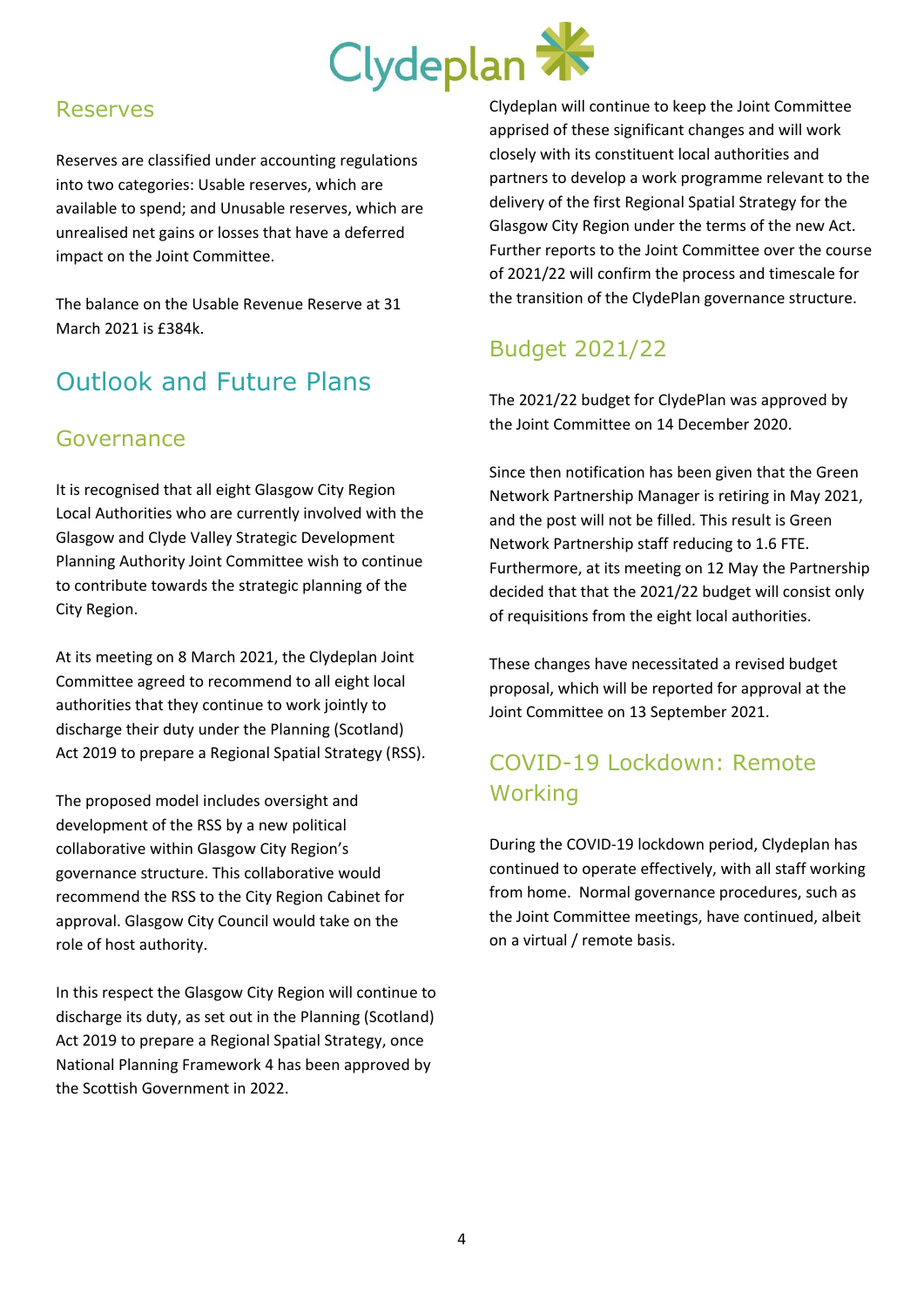## Reserves

Reserves are classified under accounting regulations into two categories: Usable reserves, which are available to spend; and Unusable reserves, which are unrealised net gains or losses that have a deferred impact on the Joint Committee.

The balance on the Usable Revenue Reserve at 31 March 2021 is £384k.

# Outlook and Future Plans

## Governance

It is recognised that all eight Glasgow City Region Local Authorities who are currently involved with the Glasgow and Clyde Valley Strategic Development Planning Authority Joint Committee wish to continue to contribute towards the strategic planning of the City Region.

At its meeting on 8 March 2021, the Clydeplan Joint Committee agreed to recommend to all eight local authorities that they continue to work jointly to discharge their duty under the Planning (Scotland) Act 2019 to prepare a Regional Spatial Strategy (RSS).

The proposed model includes oversight and development of the RSS by a new political collaborative within Glasgow City Region's governance structure. This collaborative would recommend the RSS to the City Region Cabinet for approval. Glasgow City Council would take on the role of host authority.

In this respect the Glasgow City Region will continue to discharge its duty, as set out in the Planning (Scotland) Act 2019 to prepare a Regional Spatial Strategy, once National Planning Framework 4 has been approved by the Scottish Government in 2022.

Clydeplan will continue to keep the Joint Committee apprised of these significant changes and will work closely with its constituent local authorities and partners to develop a work programme relevant to the delivery of the first Regional Spatial Strategy for the Glasgow City Region under the terms of the new Act. Further reports to the Joint Committee over the course of 2021/22 will confirm the process and timescale for the transition of the ClydePlan governance structure.

## Budget 2021/22

The 2021/22 budget for ClydePlan was approved by the Joint Committee on 14 December 2020.

Since then notification has been given that the Green Network Partnership Manager is retiring in May 2021, and the post will not be filled. This result is Green Network Partnership staff reducing to 1.6 FTE. Furthermore, at its meeting on 12 May the Partnership decided that that the 2021/22 budget will consist only of requisitions from the eight local authorities.

These changes have necessitated a revised budget proposal, which will be reported for approval at the Joint Committee on 13 September 2021.

## COVID-19 Lockdown: Remote Working

During the COVID-19 lockdown period, Clydeplan has continued to operate effectively, with all staff working from home. Normal governance procedures, such as the Joint Committee meetings, have continued, albeit on a virtual / remote basis.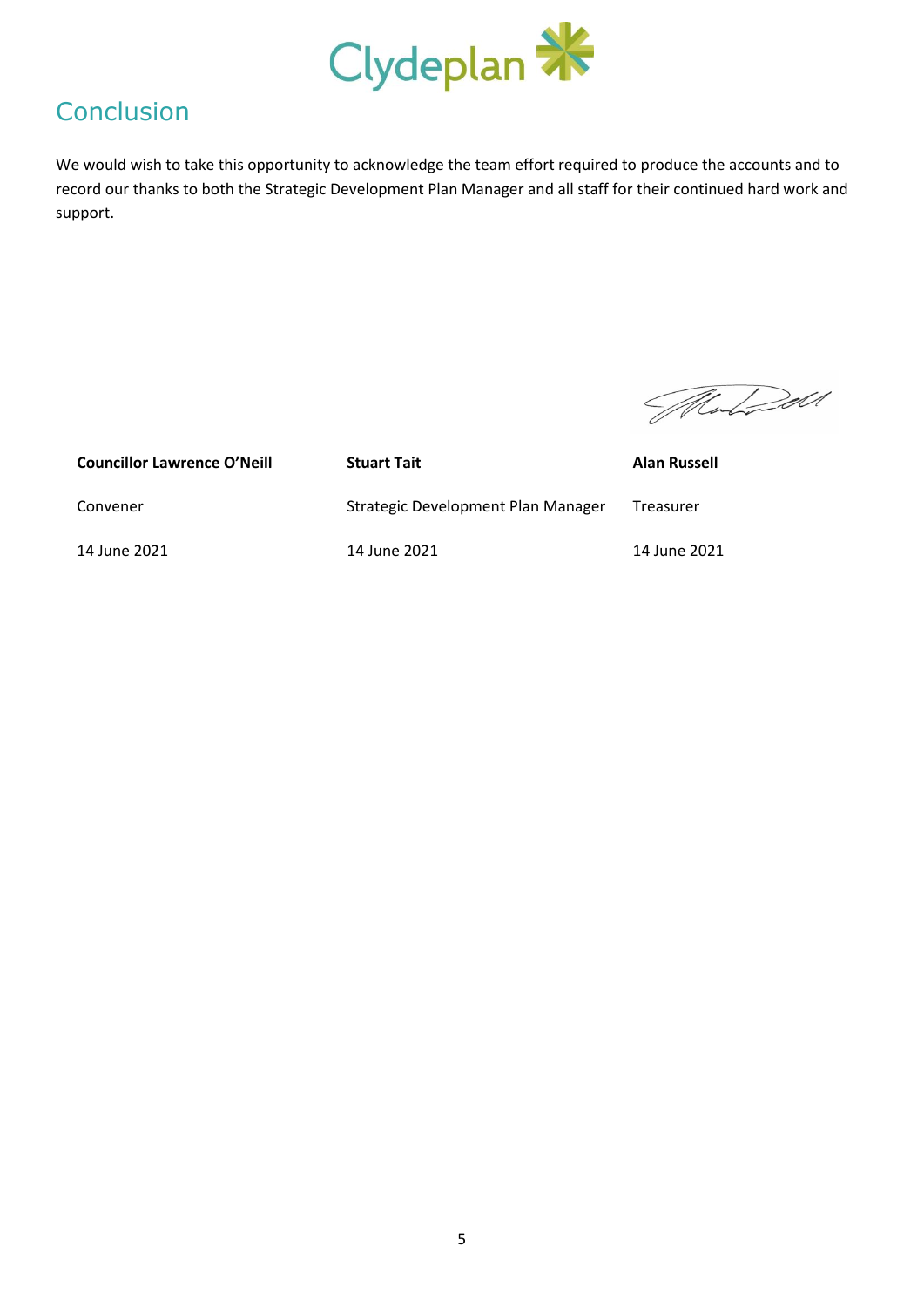## Conclusion

We would wish to take this opportunity to acknowledge the team effort required to produce the accounts and to record our thanks to both the Strategic Development Plan Manager and all staff for their continued hard work and support.

| | | |
|---|---|---|
| **Councillor Lawrence O'Neill** | **Stuart Tait** | **Alan Russell** |
| Convener | Strategic Development Plan Manager | Treasurer |
| 14 June 2021 | 14 June 2021 | 14 June 2021 |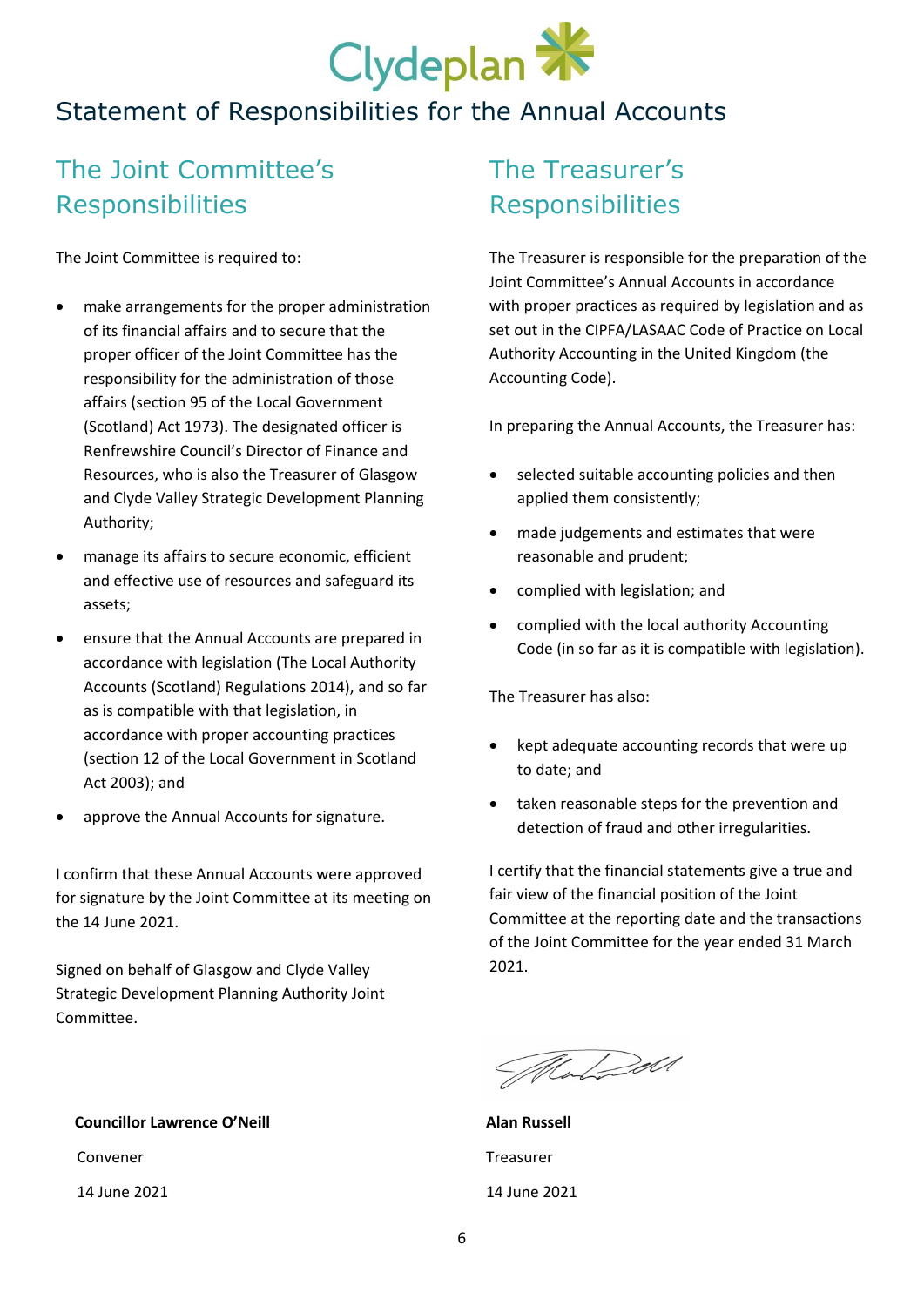# Statement of Responsibilities for the Annual Accounts

## The Joint Committee's Responsibilities

The Joint Committee is required to:

- make arrangements for the proper administration of its financial affairs and to secure that the proper officer of the Joint Committee has the responsibility for the administration of those affairs (section 95 of the Local Government (Scotland) Act 1973). The designated officer is Renfrewshire Council's Director of Finance and Resources, who is also the Treasurer of Glasgow and Clyde Valley Strategic Development Planning Authority;
- manage its affairs to secure economic, efficient and effective use of resources and safeguard its assets;
- ensure that the Annual Accounts are prepared in accordance with legislation (The Local Authority Accounts (Scotland) Regulations 2014), and so far as is compatible with that legislation, in accordance with proper accounting practices (section 12 of the Local Government in Scotland Act 2003); and
- approve the Annual Accounts for signature.

I confirm that these Annual Accounts were approved for signature by the Joint Committee at its meeting on the 14 June 2021.

Signed on behalf of Glasgow and Clyde Valley Strategic Development Planning Authority Joint Committee.

**Councillor Lawrence O'Neill**

Convener

14 June 2021

## The Treasurer's Responsibilities

The Treasurer is responsible for the preparation of the Joint Committee's Annual Accounts in accordance with proper practices as required by legislation and as set out in the CIPFA/LASAAC Code of Practice on Local Authority Accounting in the United Kingdom (the Accounting Code).

In preparing the Annual Accounts, the Treasurer has:

- selected suitable accounting policies and then applied them consistently;
- made judgements and estimates that were reasonable and prudent;
- complied with legislation; and
- complied with the local authority Accounting Code (in so far as it is compatible with legislation).

The Treasurer has also:

- kept adequate accounting records that were up to date; and
- taken reasonable steps for the prevention and detection of fraud and other irregularities.

I certify that the financial statements give a true and fair view of the financial position of the Joint Committee at the reporting date and the transactions of the Joint Committee for the year ended 31 March 2021.

**Alan Russell**

Treasurer

14 June 2021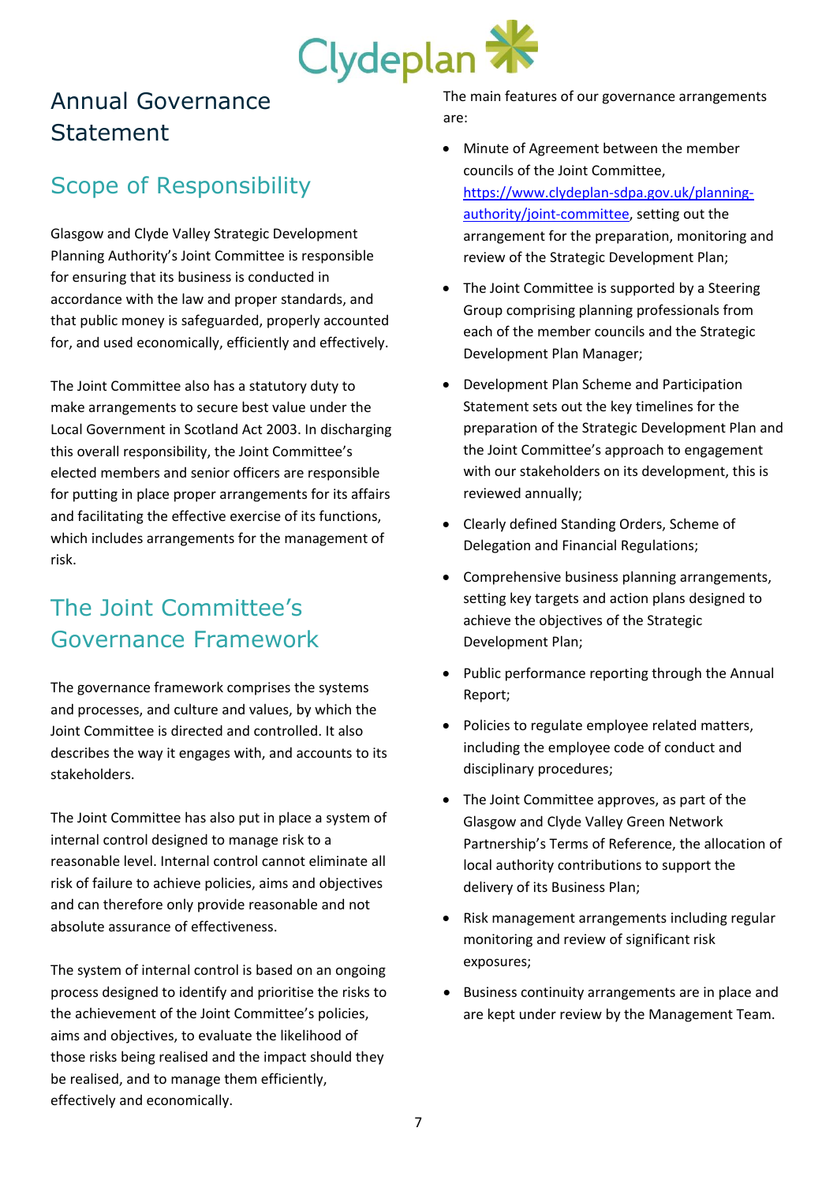# Annual Governance Statement

## Scope of Responsibility

Glasgow and Clyde Valley Strategic Development Planning Authority's Joint Committee is responsible for ensuring that its business is conducted in accordance with the law and proper standards, and that public money is safeguarded, properly accounted for, and used economically, efficiently and effectively.

The Joint Committee also has a statutory duty to make arrangements to secure best value under the Local Government in Scotland Act 2003. In discharging this overall responsibility, the Joint Committee's elected members and senior officers are responsible for putting in place proper arrangements for its affairs and facilitating the effective exercise of its functions, which includes arrangements for the management of risk.

## The Joint Committee's Governance Framework

The governance framework comprises the systems and processes, and culture and values, by which the Joint Committee is directed and controlled. It also describes the way it engages with, and accounts to its stakeholders.

The Joint Committee has also put in place a system of internal control designed to manage risk to a reasonable level. Internal control cannot eliminate all risk of failure to achieve policies, aims and objectives and can therefore only provide reasonable and not absolute assurance of effectiveness.

The system of internal control is based on an ongoing process designed to identify and prioritise the risks to the achievement of the Joint Committee's policies, aims and objectives, to evaluate the likelihood of those risks being realised and the impact should they be realised, and to manage them efficiently, effectively and economically.

The main features of our governance arrangements are:

- Minute of Agreement between the member councils of the Joint Committee, https://www.clydeplan-sdpa.gov.uk/planning-authority/joint-committee, setting out the arrangement for the preparation, monitoring and review of the Strategic Development Plan;
- The Joint Committee is supported by a Steering Group comprising planning professionals from each of the member councils and the Strategic Development Plan Manager;
- Development Plan Scheme and Participation Statement sets out the key timelines for the preparation of the Strategic Development Plan and the Joint Committee's approach to engagement with our stakeholders on its development, this is reviewed annually;
- Clearly defined Standing Orders, Scheme of Delegation and Financial Regulations;
- Comprehensive business planning arrangements, setting key targets and action plans designed to achieve the objectives of the Strategic Development Plan;
- Public performance reporting through the Annual Report;
- Policies to regulate employee related matters, including the employee code of conduct and disciplinary procedures;
- The Joint Committee approves, as part of the Glasgow and Clyde Valley Green Network Partnership's Terms of Reference, the allocation of local authority contributions to support the delivery of its Business Plan;
- Risk management arrangements including regular monitoring and review of significant risk exposures;
- Business continuity arrangements are in place and are kept under review by the Management Team.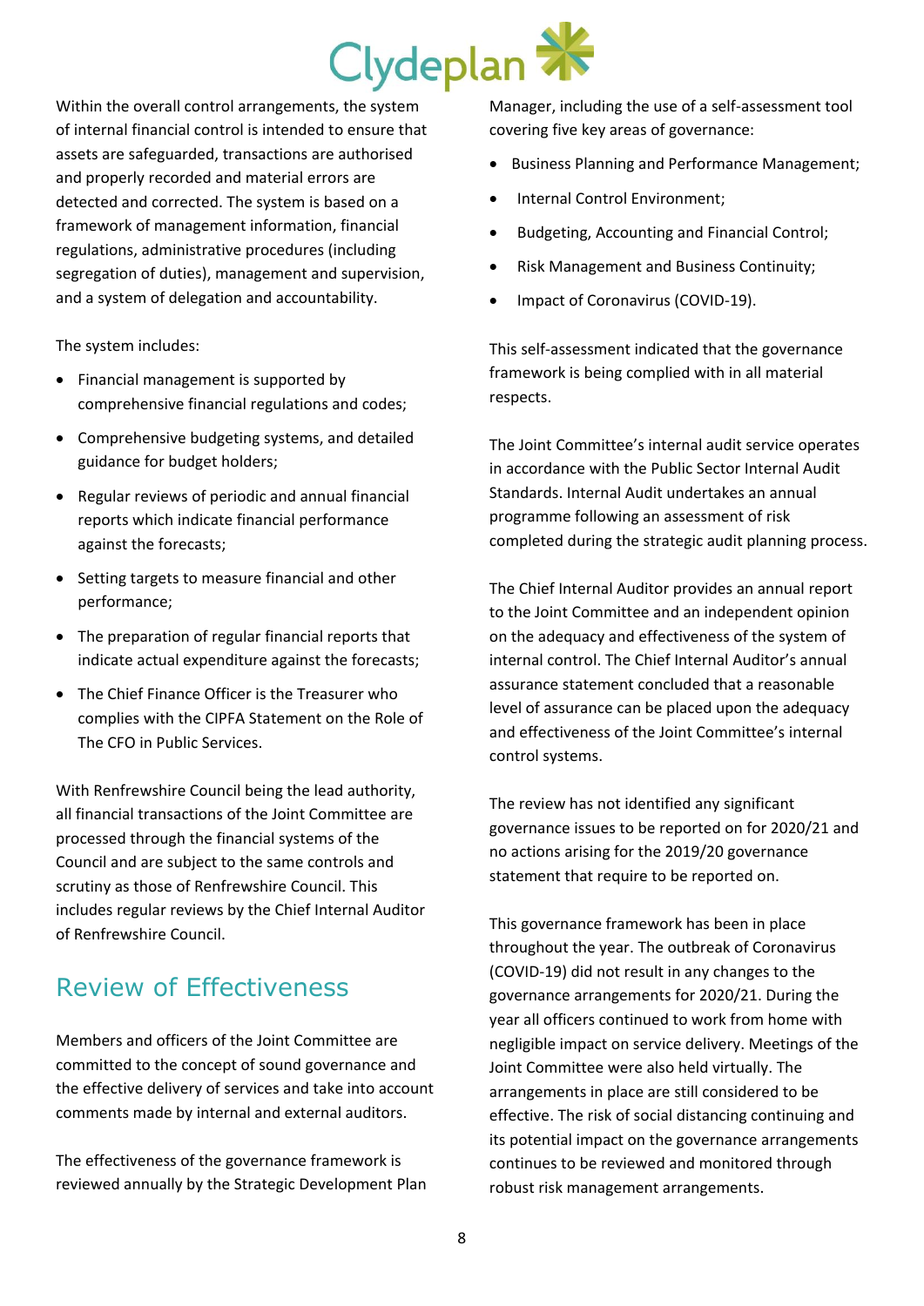Within the overall control arrangements, the system of internal financial control is intended to ensure that assets are safeguarded, transactions are authorised and properly recorded and material errors are detected and corrected. The system is based on a framework of management information, financial regulations, administrative procedures (including segregation of duties), management and supervision, and a system of delegation and accountability.

The system includes:

- Financial management is supported by comprehensive financial regulations and codes;
- Comprehensive budgeting systems, and detailed guidance for budget holders;
- Regular reviews of periodic and annual financial reports which indicate financial performance against the forecasts;
- Setting targets to measure financial and other performance;
- The preparation of regular financial reports that indicate actual expenditure against the forecasts;
- The Chief Finance Officer is the Treasurer who complies with the CIPFA Statement on the Role of The CFO in Public Services.

With Renfrewshire Council being the lead authority, all financial transactions of the Joint Committee are processed through the financial systems of the Council and are subject to the same controls and scrutiny as those of Renfrewshire Council. This includes regular reviews by the Chief Internal Auditor of Renfrewshire Council.

## Review of Effectiveness

Members and officers of the Joint Committee are committed to the concept of sound governance and the effective delivery of services and take into account comments made by internal and external auditors.

The effectiveness of the governance framework is reviewed annually by the Strategic Development Plan Manager, including the use of a self-assessment tool covering five key areas of governance:

- Business Planning and Performance Management;
- Internal Control Environment;
- Budgeting, Accounting and Financial Control;
- Risk Management and Business Continuity;
- Impact of Coronavirus (COVID-19).

This self-assessment indicated that the governance framework is being complied with in all material respects.

The Joint Committee's internal audit service operates in accordance with the Public Sector Internal Audit Standards. Internal Audit undertakes an annual programme following an assessment of risk completed during the strategic audit planning process.

The Chief Internal Auditor provides an annual report to the Joint Committee and an independent opinion on the adequacy and effectiveness of the system of internal control. The Chief Internal Auditor's annual assurance statement concluded that a reasonable level of assurance can be placed upon the adequacy and effectiveness of the Joint Committee's internal control systems.

The review has not identified any significant governance issues to be reported on for 2020/21 and no actions arising for the 2019/20 governance statement that require to be reported on.

This governance framework has been in place throughout the year. The outbreak of Coronavirus (COVID-19) did not result in any changes to the governance arrangements for 2020/21. During the year all officers continued to work from home with negligible impact on service delivery. Meetings of the Joint Committee were also held virtually. The arrangements in place are still considered to be effective. The risk of social distancing continuing and its potential impact on the governance arrangements continues to be reviewed and monitored through robust risk management arrangements.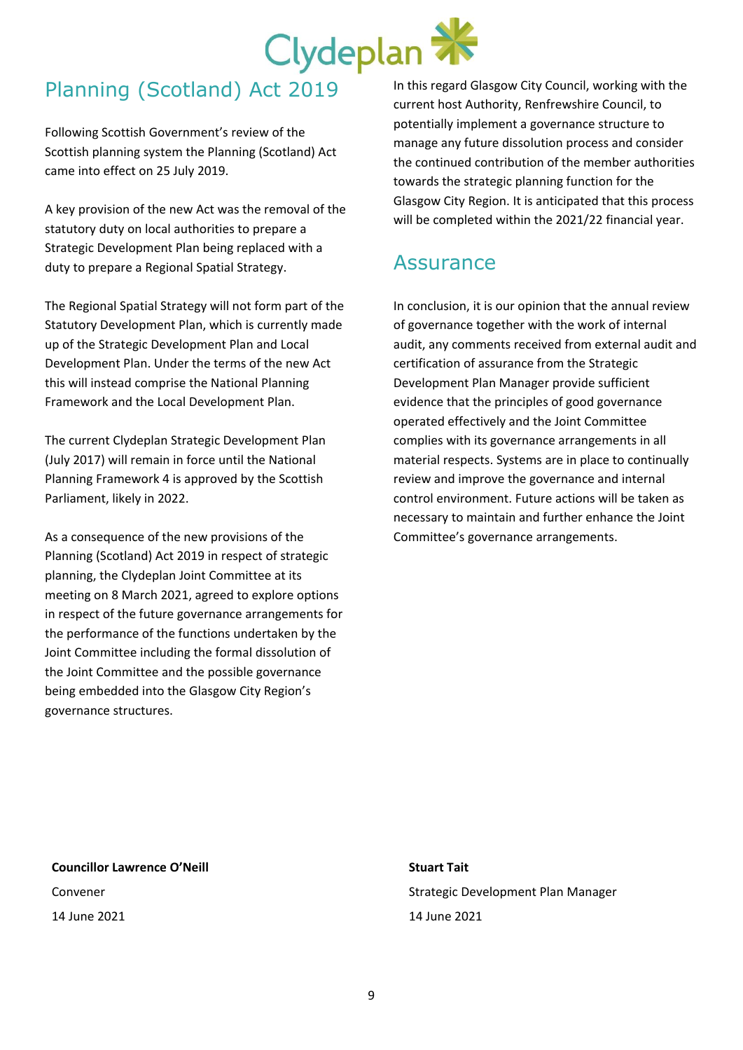## Planning (Scotland) Act 2019

Following Scottish Government's review of the Scottish planning system the Planning (Scotland) Act came into effect on 25 July 2019.

A key provision of the new Act was the removal of the statutory duty on local authorities to prepare a Strategic Development Plan being replaced with a duty to prepare a Regional Spatial Strategy.

The Regional Spatial Strategy will not form part of the Statutory Development Plan, which is currently made up of the Strategic Development Plan and Local Development Plan. Under the terms of the new Act this will instead comprise the National Planning Framework and the Local Development Plan.

The current Clydeplan Strategic Development Plan (July 2017) will remain in force until the National Planning Framework 4 is approved by the Scottish Parliament, likely in 2022.

As a consequence of the new provisions of the Planning (Scotland) Act 2019 in respect of strategic planning, the Clydeplan Joint Committee at its meeting on 8 March 2021, agreed to explore options in respect of the future governance arrangements for the performance of the functions undertaken by the Joint Committee including the formal dissolution of the Joint Committee and the possible governance being embedded into the Glasgow City Region's governance structures.

In this regard Glasgow City Council, working with the current host Authority, Renfrewshire Council, to potentially implement a governance structure to manage any future dissolution process and consider the continued contribution of the member authorities towards the strategic planning function for the Glasgow City Region. It is anticipated that this process will be completed within the 2021/22 financial year.

## Assurance

In conclusion, it is our opinion that the annual review of governance together with the work of internal audit, any comments received from external audit and certification of assurance from the Strategic Development Plan Manager provide sufficient evidence that the principles of good governance operated effectively and the Joint Committee complies with its governance arrangements in all material respects. Systems are in place to continually review and improve the governance and internal control environment. Future actions will be taken as necessary to maintain and further enhance the Joint Committee's governance arrangements.

**Councillor Lawrence O'Neill**
Convener
14 June 2021

**Stuart Tait**
Strategic Development Plan Manager
14 June 2021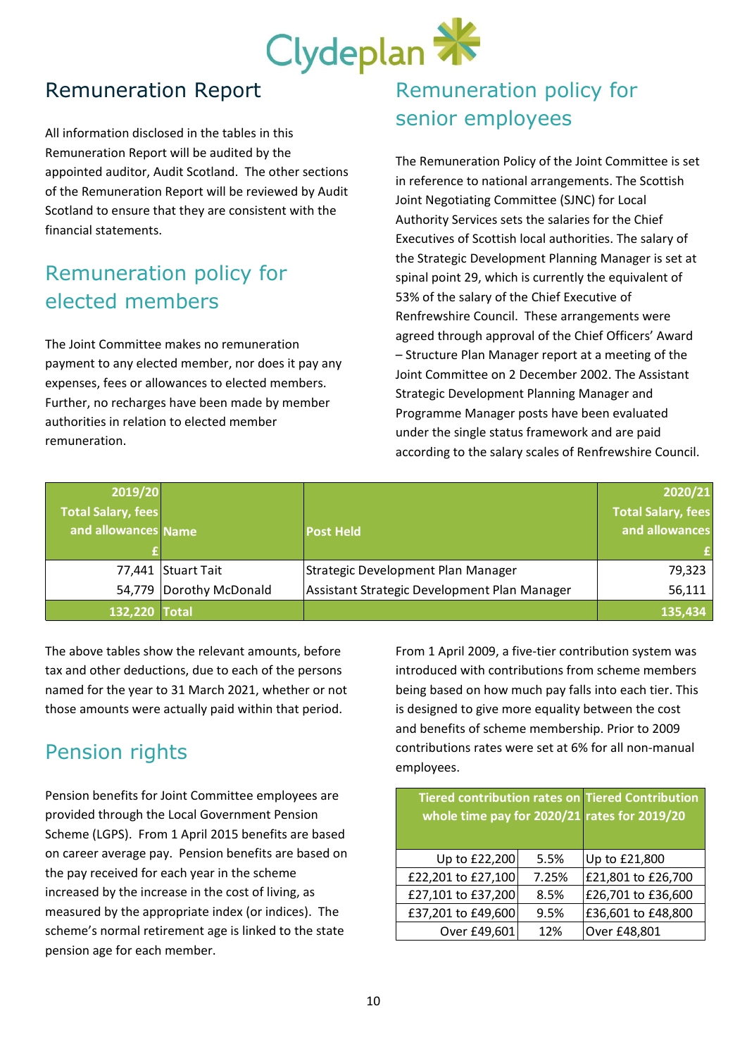# Remuneration Report

All information disclosed in the tables in this Remuneration Report will be audited by the appointed auditor, Audit Scotland. The other sections of the Remuneration Report will be reviewed by Audit Scotland to ensure that they are consistent with the financial statements.

## Remuneration policy for elected members

The Joint Committee makes no remuneration payment to any elected member, nor does it pay any expenses, fees or allowances to elected members. Further, no recharges have been made by member authorities in relation to elected member remuneration.

## Remuneration policy for senior employees

The Remuneration Policy of the Joint Committee is set in reference to national arrangements. The Scottish Joint Negotiating Committee (SJNC) for Local Authority Services sets the salaries for the Chief Executives of Scottish local authorities. The salary of the Strategic Development Planning Manager is set at spinal point 29, which is currently the equivalent of 53% of the salary of the Chief Executive of Renfrewshire Council. These arrangements were agreed through approval of the Chief Officers' Award – Structure Plan Manager report at a meeting of the Joint Committee on 2 December 2002. The Assistant Strategic Development Planning Manager and Programme Manager posts have been evaluated under the single status framework and are paid according to the salary scales of Renfrewshire Council.

| 2019/20 Total Salary, fees and allowances £ | Name | Post Held | 2020/21 Total Salary, fees and allowances £ |
|---|---|---|---|
| 77,441 | Stuart Tait | Strategic Development Plan Manager | 79,323 |
| 54,779 | Dorothy McDonald | Assistant Strategic Development Plan Manager | 56,111 |
| 132,220 | Total | | 135,434 |

The above tables show the relevant amounts, before tax and other deductions, due to each of the persons named for the year to 31 March 2021, whether or not those amounts were actually paid within that period.

## Pension rights

Pension benefits for Joint Committee employees are provided through the Local Government Pension Scheme (LGPS). From 1 April 2015 benefits are based on career average pay. Pension benefits are based on the pay received for each year in the scheme increased by the increase in the cost of living, as measured by the appropriate index (or indices). The scheme's normal retirement age is linked to the state pension age for each member.

From 1 April 2009, a five-tier contribution system was introduced with contributions from scheme members being based on how much pay falls into each tier. This is designed to give more equality between the cost and benefits of scheme membership. Prior to 2009 contributions rates were set at 6% for all non-manual employees.

| Tiered contribution rates on whole time pay for 2020/21 | | Tiered Contribution rates for 2019/20 |
|---|---|---|
| Up to £22,200 | 5.5% | Up to £21,800 |
| £22,201 to £27,100 | 7.25% | £21,801 to £26,700 |
| £27,101 to £37,200 | 8.5% | £26,701 to £36,600 |
| £37,201 to £49,600 | 9.5% | £36,601 to £48,800 |
| Over £49,601 | 12% | Over £48,801 |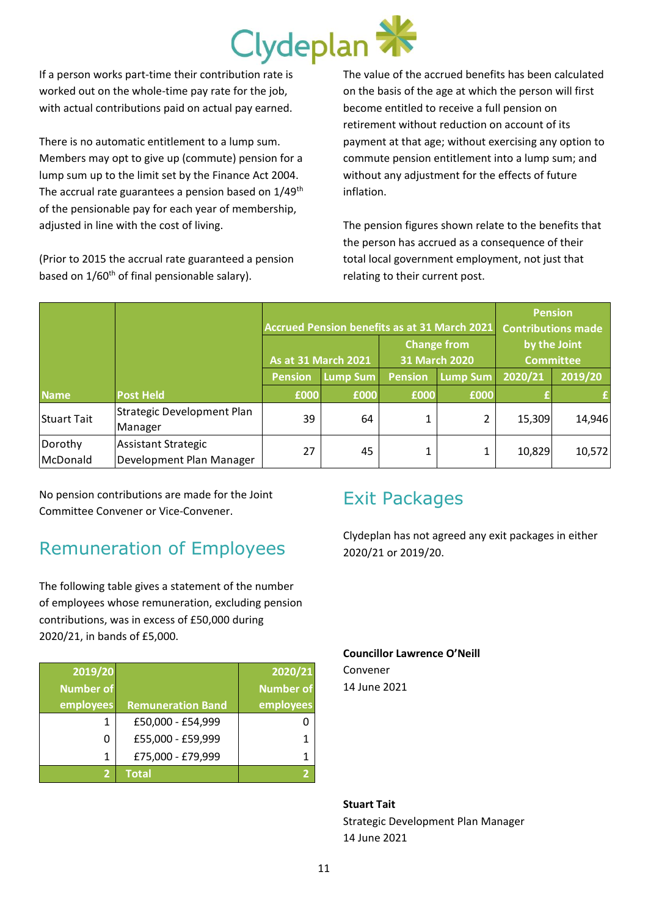If a person works part-time their contribution rate is worked out on the whole-time pay rate for the job, with actual contributions paid on actual pay earned.

There is no automatic entitlement to a lump sum. Members may opt to give up (commute) pension for a lump sum up to the limit set by the Finance Act 2004. The accrual rate guarantees a pension based on 1/49th of the pensionable pay for each year of membership, adjusted in line with the cost of living.

(Prior to 2015 the accrual rate guaranteed a pension based on 1/60th of final pensionable salary).

The value of the accrued benefits has been calculated on the basis of the age at which the person will first become entitled to receive a full pension on retirement without reduction on account of its payment at that age; without exercising any option to commute pension entitlement into a lump sum; and without any adjustment for the effects of future inflation.

The pension figures shown relate to the benefits that the person has accrued as a consequence of their total local government employment, not just that relating to their current post.

| | | Accrued Pension benefits as at 31 March 2021 | | | | Pension Contributions made by the Joint Committee | |
|---|---|---|---|---|---|---|---|
| | | As at 31 March 2021 | | Change from 31 March 2020 | | | |
| | | Pension | Lump Sum | Pension | Lump Sum | 2020/21 | 2019/20 |
| Name | Post Held | £000 | £000 | £000 | £000 | £ | £ |
| Stuart Tait | Strategic Development Plan Manager | 39 | 64 | 1 | 2 | 15,309 | 14,946 |
| Dorothy McDonald | Assistant Strategic Development Plan Manager | 27 | 45 | 1 | 1 | 10,829 | 10,572 |

No pension contributions are made for the Joint Committee Convener or Vice-Convener.

## Remuneration of Employees

The following table gives a statement of the number of employees whose remuneration, excluding pension contributions, was in excess of £50,000 during 2020/21, in bands of £5,000.

| 2019/20 Number of employees | Remuneration Band | 2020/21 Number of employees |
|---|---|---|
| 1 | £50,000 - £54,999 | 0 |
| 0 | £55,000 - £59,999 | 1 |
| 1 | £75,000 - £79,999 | 1 |
| 2 | Total | 2 |

## Exit Packages

Clydeplan has not agreed any exit packages in either 2020/21 or 2019/20.

**Councillor Lawrence O'Neill**
Convener
14 June 2021

**Stuart Tait**
Strategic Development Plan Manager
14 June 2021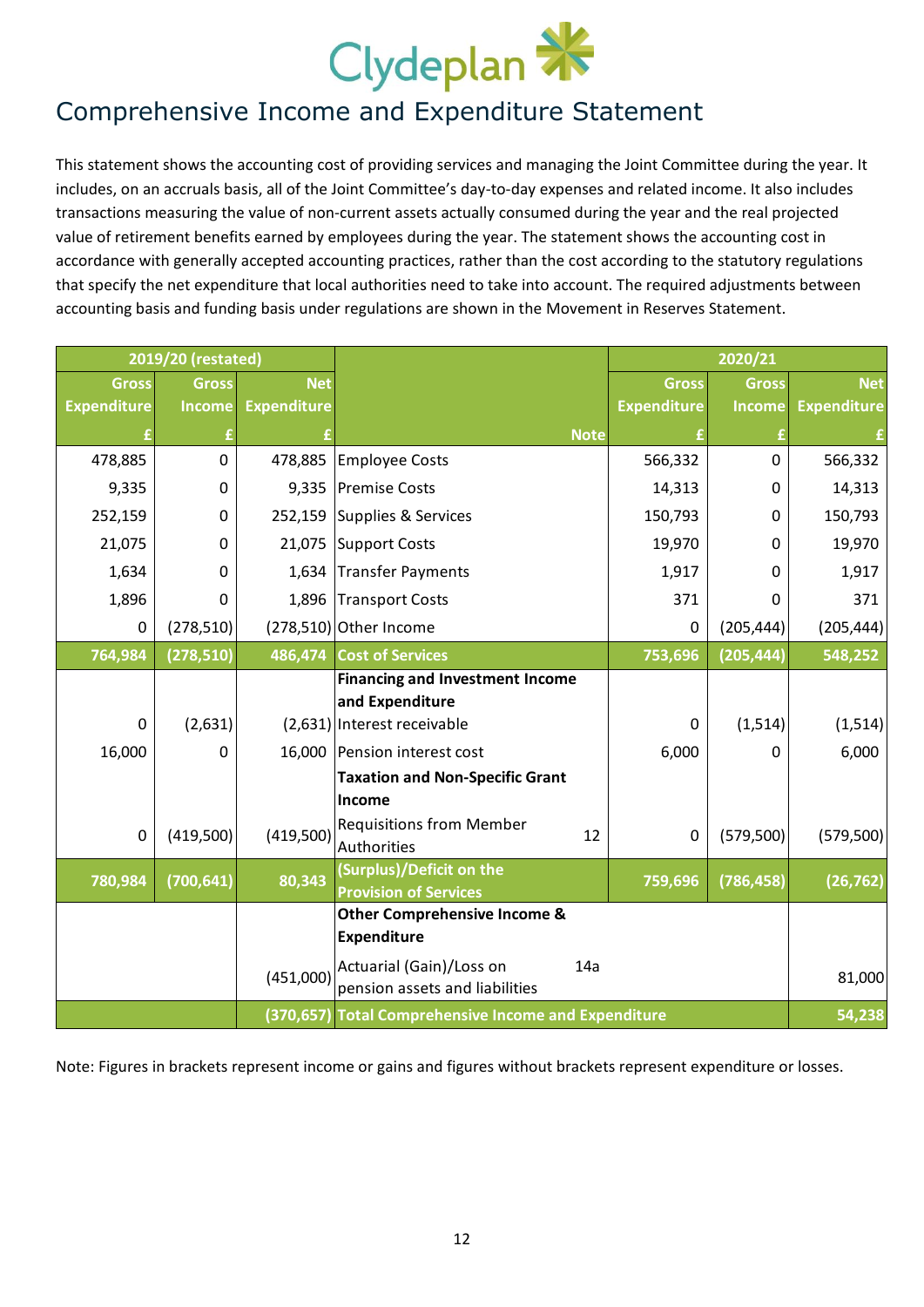# Comprehensive Income and Expenditure Statement

This statement shows the accounting cost of providing services and managing the Joint Committee during the year. It includes, on an accruals basis, all of the Joint Committee's day-to-day expenses and related income. It also includes transactions measuring the value of non-current assets actually consumed during the year and the real projected value of retirement benefits earned by employees during the year. The statement shows the accounting cost in accordance with generally accepted accounting practices, rather than the cost according to the statutory regulations that specify the net expenditure that local authorities need to take into account. The required adjustments between accounting basis and funding basis under regulations are shown in the Movement in Reserves Statement.

| 2019/20 (restated) | | | | | 2020/21 | | |
|---|---|---|---|---|---|---|---|
| Gross Expenditure | Gross Income | Net Expenditure | | | Gross Expenditure | Gross Income | Net Expenditure |
| £ | £ | £ | | Note | £ | £ | £ |
| 478,885 | 0 | 478,885 | Employee Costs | | 566,332 | 0 | 566,332 |
| 9,335 | 0 | 9,335 | Premise Costs | | 14,313 | 0 | 14,313 |
| 252,159 | 0 | 252,159 | Supplies & Services | | 150,793 | 0 | 150,793 |
| 21,075 | 0 | 21,075 | Support Costs | | 19,970 | 0 | 19,970 |
| 1,634 | 0 | 1,634 | Transfer Payments | | 1,917 | 0 | 1,917 |
| 1,896 | 0 | 1,896 | Transport Costs | | 371 | 0 | 371 |
| 0 | (278,510) | (278,510) | Other Income | | 0 | (205,444) | (205,444) |
| **764,984** | **(278,510)** | **486,474** | **Cost of Services** | | **753,696** | **(205,444)** | **548,252** |
| | | | **Financing and Investment Income and Expenditure** | | | | |
| 0 | (2,631) | (2,631) | Interest receivable | | 0 | (1,514) | (1,514) |
| 16,000 | 0 | 16,000 | Pension interest cost | | 6,000 | 0 | 6,000 |
| | | | **Taxation and Non-Specific Grant Income** | | | | |
| 0 | (419,500) | (419,500) | Requisitions from Member Authorities | 12 | 0 | (579,500) | (579,500) |
| **780,984** | **(700,641)** | **80,343** | **(Surplus)/Deficit on the Provision of Services** | | **759,696** | **(786,458)** | **(26,762)** |
| | | | **Other Comprehensive Income & Expenditure** | | | | |
| | | (451,000) | Actuarial (Gain)/Loss on pension assets and liabilities | 14a | | | 81,000 |
| | | **(370,657)** | **Total Comprehensive Income and Expenditure** | | | | **54,238** |

Note: Figures in brackets represent income or gains and figures without brackets represent expenditure or losses.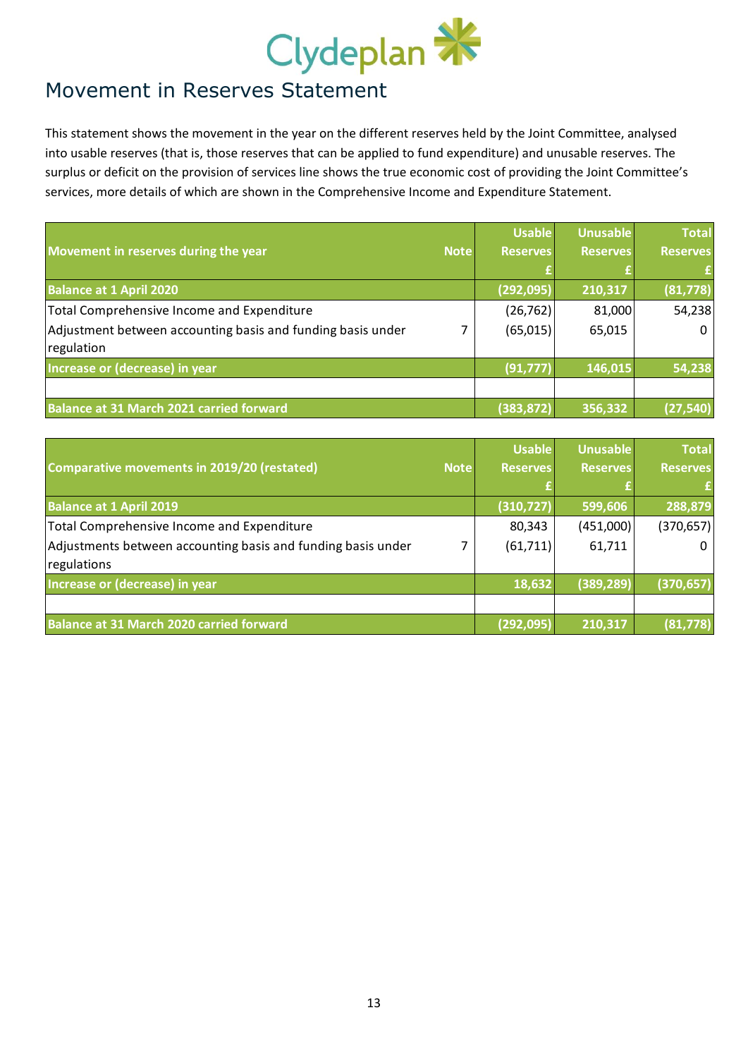# Movement in Reserves Statement

This statement shows the movement in the year on the different reserves held by the Joint Committee, analysed into usable reserves (that is, those reserves that can be applied to fund expenditure) and unusable reserves. The surplus or deficit on the provision of services line shows the true economic cost of providing the Joint Committee's services, more details of which are shown in the Comprehensive Income and Expenditure Statement.

| Movement in reserves during the year | Note | Usable Reserves £ | Unusable Reserves £ | Total Reserves £ |
|---|---|---|---|---|
| **Balance at 1 April 2020** | | **(292,095)** | **210,317** | **(81,778)** |
| Total Comprehensive Income and Expenditure | | (26,762) | 81,000 | 54,238 |
| Adjustment between accounting basis and funding basis under regulation | 7 | (65,015) | 65,015 | 0 |
| **Increase or (decrease) in year** | | **(91,777)** | **146,015** | **54,238** |
| | | | | |
| **Balance at 31 March 2021 carried forward** | | **(383,872)** | **356,332** | **(27,540)** |

| Comparative movements in 2019/20 (restated) | Note | Usable Reserves £ | Unusable Reserves £ | Total Reserves £ |
|---|---|---|---|---|
| **Balance at 1 April 2019** | | **(310,727)** | **599,606** | **288,879** |
| Total Comprehensive Income and Expenditure | | 80,343 | (451,000) | (370,657) |
| Adjustments between accounting basis and funding basis under regulations | 7 | (61,711) | 61,711 | 0 |
| **Increase or (decrease) in year** | | **18,632** | **(389,289)** | **(370,657)** |
| | | | | |
| **Balance at 31 March 2020 carried forward** | | **(292,095)** | **210,317** | **(81,778)** |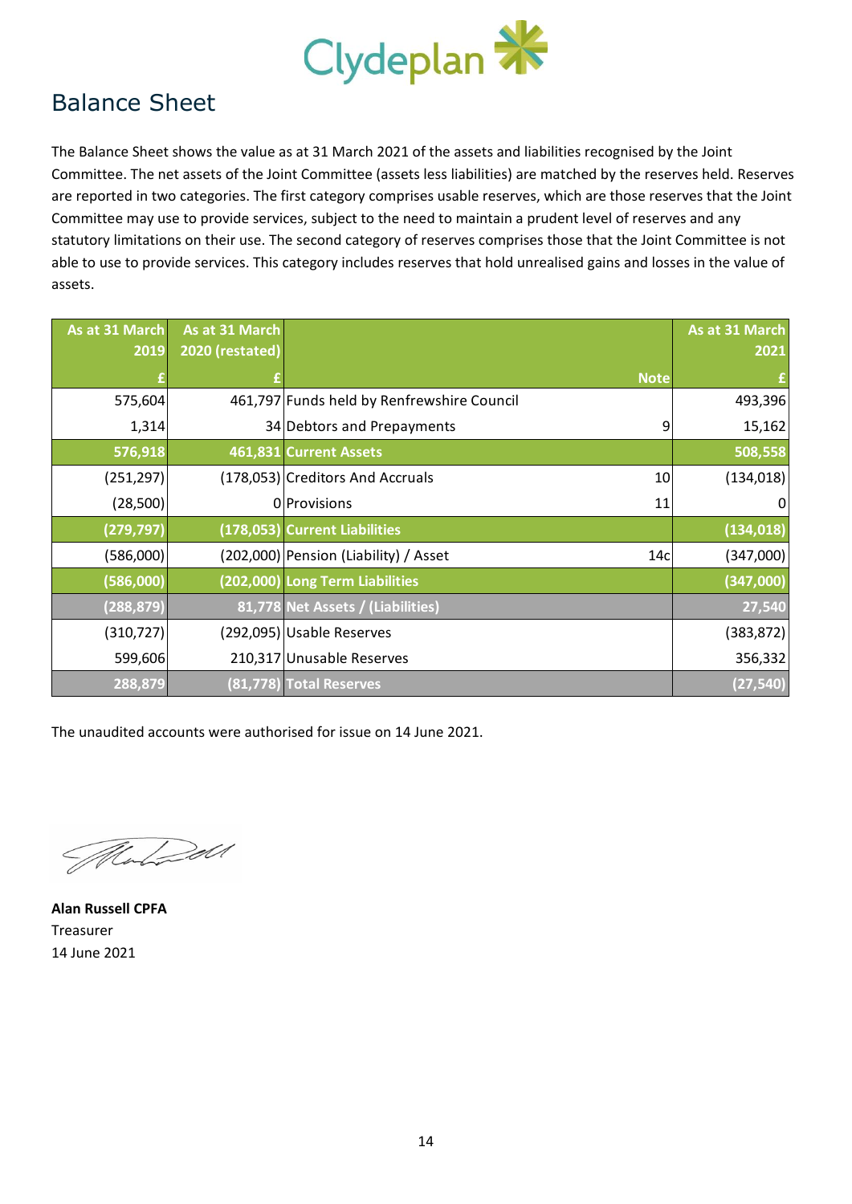# Balance Sheet

The Balance Sheet shows the value as at 31 March 2021 of the assets and liabilities recognised by the Joint Committee. The net assets of the Joint Committee (assets less liabilities) are matched by the reserves held. Reserves are reported in two categories. The first category comprises usable reserves, which are those reserves that the Joint Committee may use to provide services, subject to the need to maintain a prudent level of reserves and any statutory limitations on their use. The second category of reserves comprises those that the Joint Committee is not able to use to provide services. This category includes reserves that hold unrealised gains and losses in the value of assets.

| As at 31 March 2019 | As at 31 March 2020 (restated) | | | As at 31 March 2021 |
|---|---|---|---|---|
| £ | £ | | Note | £ |
| 575,604 | 461,797 | Funds held by Renfrewshire Council | | 493,396 |
| 1,314 | 34 | Debtors and Prepayments | 9 | 15,162 |
| **576,918** | **461,831** | **Current Assets** | | **508,558** |
| (251,297) | (178,053) | Creditors And Accruals | 10 | (134,018) |
| (28,500) | 0 | Provisions | 11 | 0 |
| **(279,797)** | **(178,053)** | **Current Liabilities** | | **(134,018)** |
| (586,000) | (202,000) | Pension (Liability) / Asset | 14c | (347,000) |
| **(586,000)** | **(202,000)** | **Long Term Liabilities** | | **(347,000)** |
| **(288,879)** | **81,778** | **Net Assets / (Liabilities)** | | **27,540** |
| (310,727) | (292,095) | Usable Reserves | | (383,872) |
| 599,606 | 210,317 | Unusable Reserves | | 356,332 |
| **288,879** | **(81,778)** | **Total Reserves** | | **(27,540)** |

The unaudited accounts were authorised for issue on 14 June 2021.

**Alan Russell CPFA**
Treasurer
14 June 2021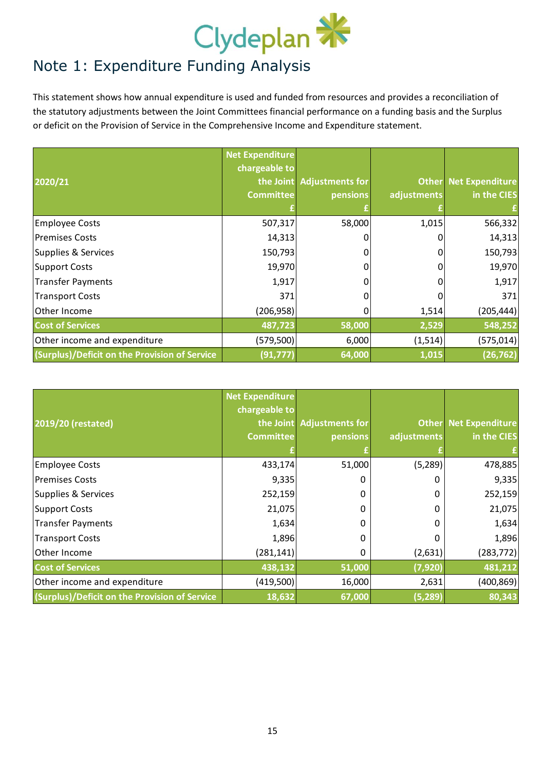# Note 1: Expenditure Funding Analysis

This statement shows how annual expenditure is used and funded from resources and provides a reconciliation of the statutory adjustments between the Joint Committees financial performance on a funding basis and the Surplus or deficit on the Provision of Service in the Comprehensive Income and Expenditure statement.

| 2020/21 | Net Expenditure chargeable to the Joint Committee £ | Adjustments for pensions £ | Other adjustments £ | Net Expenditure in the CIES £ |
|---|---|---|---|---|
| Employee Costs | 507,317 | 58,000 | 1,015 | 566,332 |
| Premises Costs | 14,313 | 0 | 0 | 14,313 |
| Supplies & Services | 150,793 | 0 | 0 | 150,793 |
| Support Costs | 19,970 | 0 | 0 | 19,970 |
| Transfer Payments | 1,917 | 0 | 0 | 1,917 |
| Transport Costs | 371 | 0 | 0 | 371 |
| Other Income | (206,958) | 0 | 1,514 | (205,444) |
| **Cost of Services** | **487,723** | **58,000** | **2,529** | **548,252** |
| Other income and expenditure | (579,500) | 6,000 | (1,514) | (575,014) |
| **(Surplus)/Deficit on the Provision of Service** | **(91,777)** | **64,000** | **1,015** | **(26,762)** |

| 2019/20 (restated) | Net Expenditure chargeable to the Joint Committee £ | Adjustments for pensions £ | Other adjustments £ | Net Expenditure in the CIES £ |
|---|---|---|---|---|
| Employee Costs | 433,174 | 51,000 | (5,289) | 478,885 |
| Premises Costs | 9,335 | 0 | 0 | 9,335 |
| Supplies & Services | 252,159 | 0 | 0 | 252,159 |
| Support Costs | 21,075 | 0 | 0 | 21,075 |
| Transfer Payments | 1,634 | 0 | 0 | 1,634 |
| Transport Costs | 1,896 | 0 | 0 | 1,896 |
| Other Income | (281,141) | 0 | (2,631) | (283,772) |
| **Cost of Services** | **438,132** | **51,000** | **(7,920)** | **481,212** |
| Other income and expenditure | (419,500) | 16,000 | 2,631 | (400,869) |
| **(Surplus)/Deficit on the Provision of Service** | **18,632** | **67,000** | **(5,289)** | **80,343** |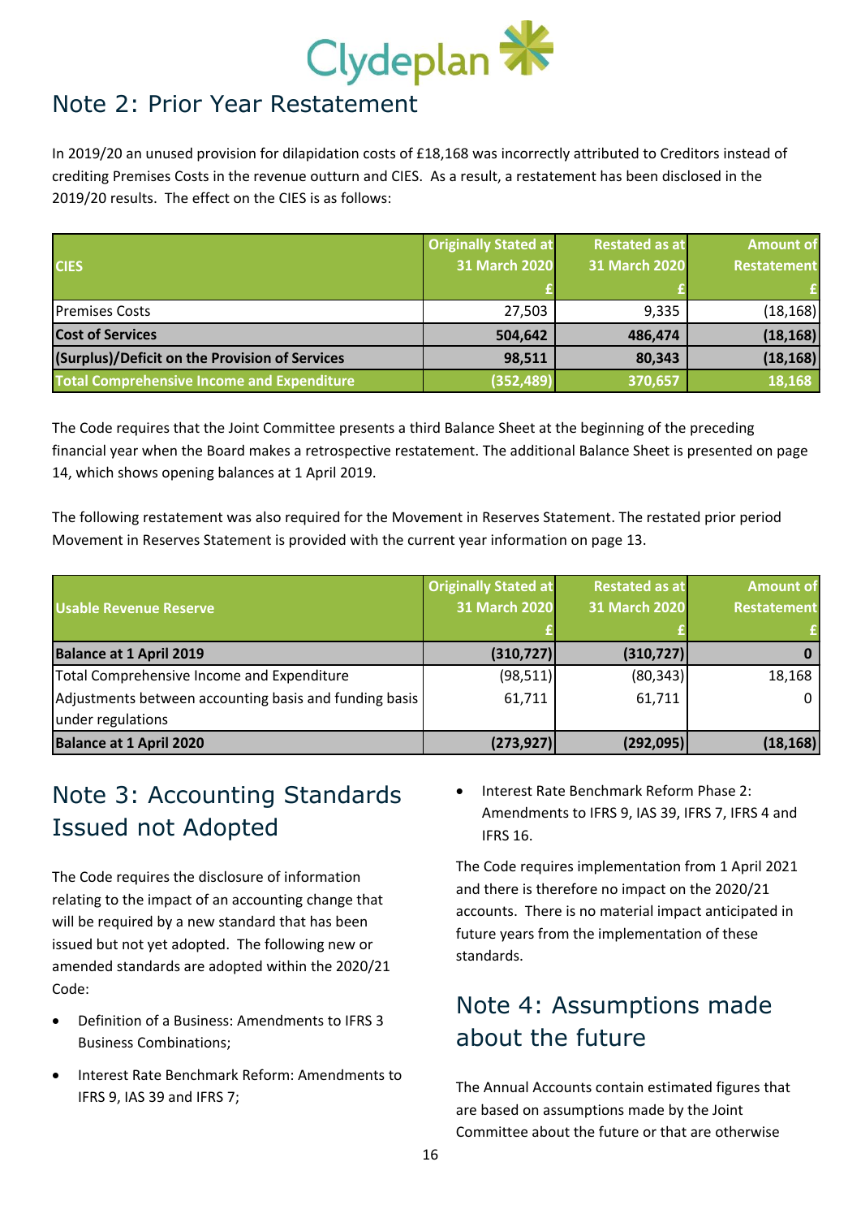## Note 2: Prior Year Restatement

In 2019/20 an unused provision for dilapidation costs of £18,168 was incorrectly attributed to Creditors instead of crediting Premises Costs in the revenue outturn and CIES. As a result, a restatement has been disclosed in the 2019/20 results. The effect on the CIES is as follows:

| CIES | Originally Stated at 31 March 2020 £ | Restated as at 31 March 2020 £ | Amount of Restatement £ |
|---|---|---|---|
| Premises Costs | 27,503 | 9,335 | (18,168) |
| **Cost of Services** | **504,642** | **486,474** | **(18,168)** |
| **(Surplus)/Deficit on the Provision of Services** | **98,511** | **80,343** | **(18,168)** |
| **Total Comprehensive Income and Expenditure** | **(352,489)** | **370,657** | **18,168** |

The Code requires that the Joint Committee presents a third Balance Sheet at the beginning of the preceding financial year when the Board makes a retrospective restatement. The additional Balance Sheet is presented on page 14, which shows opening balances at 1 April 2019.

The following restatement was also required for the Movement in Reserves Statement. The restated prior period Movement in Reserves Statement is provided with the current year information on page 13.

| Usable Revenue Reserve | Originally Stated at 31 March 2020 £ | Restated as at 31 March 2020 £ | Amount of Restatement £ |
|---|---|---|---|
| **Balance at 1 April 2019** | **(310,727)** | **(310,727)** | **0** |
| Total Comprehensive Income and Expenditure | (98,511) | (80,343) | 18,168 |
| Adjustments between accounting basis and funding basis under regulations | 61,711 | 61,711 | 0 |
| **Balance at 1 April 2020** | **(273,927)** | **(292,095)** | **(18,168)** |

## Note 3: Accounting Standards Issued not Adopted

The Code requires the disclosure of information relating to the impact of an accounting change that will be required by a new standard that has been issued but not yet adopted. The following new or amended standards are adopted within the 2020/21 Code:

- Definition of a Business: Amendments to IFRS 3 Business Combinations;
- Interest Rate Benchmark Reform: Amendments to IFRS 9, IAS 39 and IFRS 7;
- Interest Rate Benchmark Reform Phase 2: Amendments to IFRS 9, IAS 39, IFRS 7, IFRS 4 and IFRS 16.

The Code requires implementation from 1 April 2021 and there is therefore no impact on the 2020/21 accounts. There is no material impact anticipated in future years from the implementation of these standards.

## Note 4: Assumptions made about the future

The Annual Accounts contain estimated figures that are based on assumptions made by the Joint Committee about the future or that are otherwise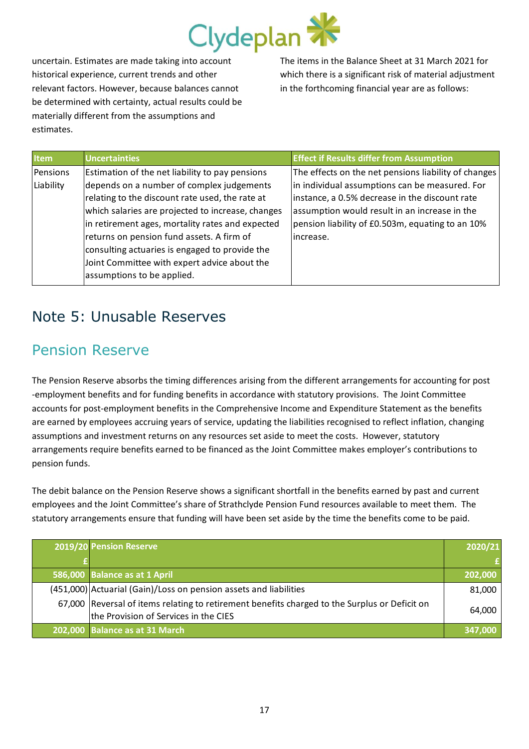uncertain. Estimates are made taking into account historical experience, current trends and other relevant factors. However, because balances cannot be determined with certainty, actual results could be materially different from the assumptions and estimates.

The items in the Balance Sheet at 31 March 2021 for which there is a significant risk of material adjustment in the forthcoming financial year are as follows:

| Item | Uncertainties | Effect if Results differ from Assumption |
|---|---|---|
| Pensions Liability | Estimation of the net liability to pay pensions depends on a number of complex judgements relating to the discount rate used, the rate at which salaries are projected to increase, changes in retirement ages, mortality rates and expected returns on pension fund assets. A firm of consulting actuaries is engaged to provide the Joint Committee with expert advice about the assumptions to be applied. | The effects on the net pensions liability of changes in individual assumptions can be measured. For instance, a 0.5% decrease in the discount rate assumption would result in an increase in the pension liability of £0.503m, equating to an 10% increase. |

# Note 5: Unusable Reserves

## Pension Reserve

The Pension Reserve absorbs the timing differences arising from the different arrangements for accounting for post -employment benefits and for funding benefits in accordance with statutory provisions. The Joint Committee accounts for post-employment benefits in the Comprehensive Income and Expenditure Statement as the benefits are earned by employees accruing years of service, updating the liabilities recognised to reflect inflation, changing assumptions and investment returns on any resources set aside to meet the costs. However, statutory arrangements require benefits earned to be financed as the Joint Committee makes employer's contributions to pension funds.

The debit balance on the Pension Reserve shows a significant shortfall in the benefits earned by past and current employees and the Joint Committee's share of Strathclyde Pension Fund resources available to meet them. The statutory arrangements ensure that funding will have been set aside by the time the benefits come to be paid.

| 2019/20<br>£ | Pension Reserve | 2020/21<br>£ |
|---|---|---|
| **586,000** | **Balance as at 1 April** | **202,000** |
| (451,000) | Actuarial (Gain)/Loss on pension assets and liabilities | 81,000 |
| 67,000 | Reversal of items relating to retirement benefits charged to the Surplus or Deficit on the Provision of Services in the CIES | 64,000 |
| **202,000** | **Balance as at 31 March** | **347,000** |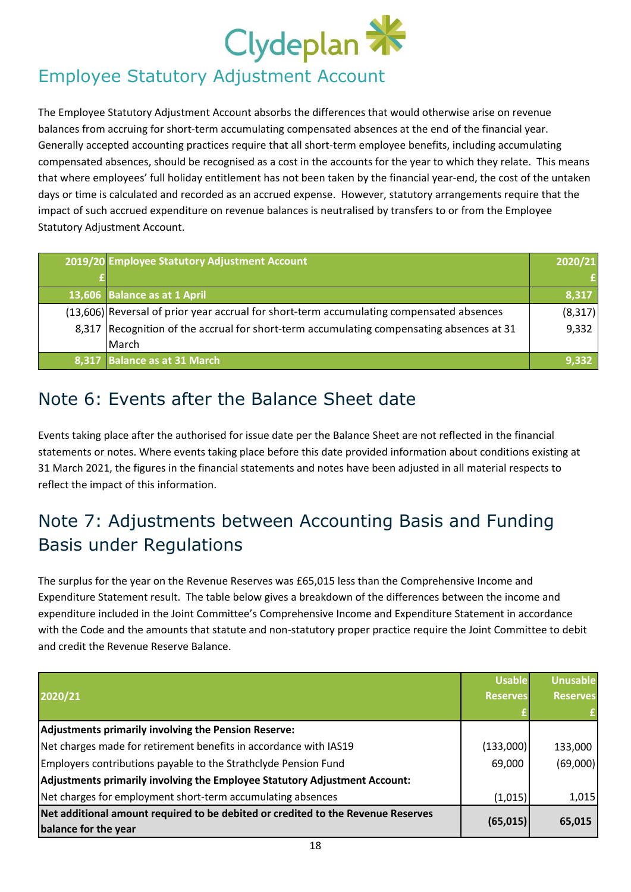## Employee Statutory Adjustment Account

The Employee Statutory Adjustment Account absorbs the differences that would otherwise arise on revenue balances from accruing for short-term accumulating compensated absences at the end of the financial year. Generally accepted accounting practices require that all short-term employee benefits, including accumulating compensated absences, should be recognised as a cost in the accounts for the year to which they relate. This means that where employees' full holiday entitlement has not been taken by the financial year-end, the cost of the untaken days or time is calculated and recorded as an accrued expense. However, statutory arrangements require that the impact of such accrued expenditure on revenue balances is neutralised by transfers to or from the Employee Statutory Adjustment Account.

| 2019/20 £ | Employee Statutory Adjustment Account | 2020/21 £ |
|---|---|---|
| **13,606** | **Balance as at 1 April** | **8,317** |
| (13,606) | Reversal of prior year accrual for short-term accumulating compensated absences | (8,317) |
| 8,317 | Recognition of the accrual for short-term accumulating compensating absences at 31 March | 9,332 |
| **8,317** | **Balance as at 31 March** | **9,332** |

## Note 6: Events after the Balance Sheet date

Events taking place after the authorised for issue date per the Balance Sheet are not reflected in the financial statements or notes. Where events taking place before this date provided information about conditions existing at 31 March 2021, the figures in the financial statements and notes have been adjusted in all material respects to reflect the impact of this information.

## Note 7: Adjustments between Accounting Basis and Funding Basis under Regulations

The surplus for the year on the Revenue Reserves was £65,015 less than the Comprehensive Income and Expenditure Statement result. The table below gives a breakdown of the differences between the income and expenditure included in the Joint Committee's Comprehensive Income and Expenditure Statement in accordance with the Code and the amounts that statute and non-statutory proper practice require the Joint Committee to debit and credit the Revenue Reserve Balance.

| 2020/21 | Usable Reserves £ | Unusable Reserves £ |
|---|---|---|
| **Adjustments primarily involving the Pension Reserve:** | | |
| Net charges made for retirement benefits in accordance with IAS19 | (133,000) | 133,000 |
| Employers contributions payable to the Strathclyde Pension Fund | 69,000 | (69,000) |
| **Adjustments primarily involving the Employee Statutory Adjustment Account:** | | |
| Net charges for employment short-term accumulating absences | (1,015) | 1,015 |
| **Net additional amount required to be debited or credited to the Revenue Reserves balance for the year** | **(65,015)** | **65,015** |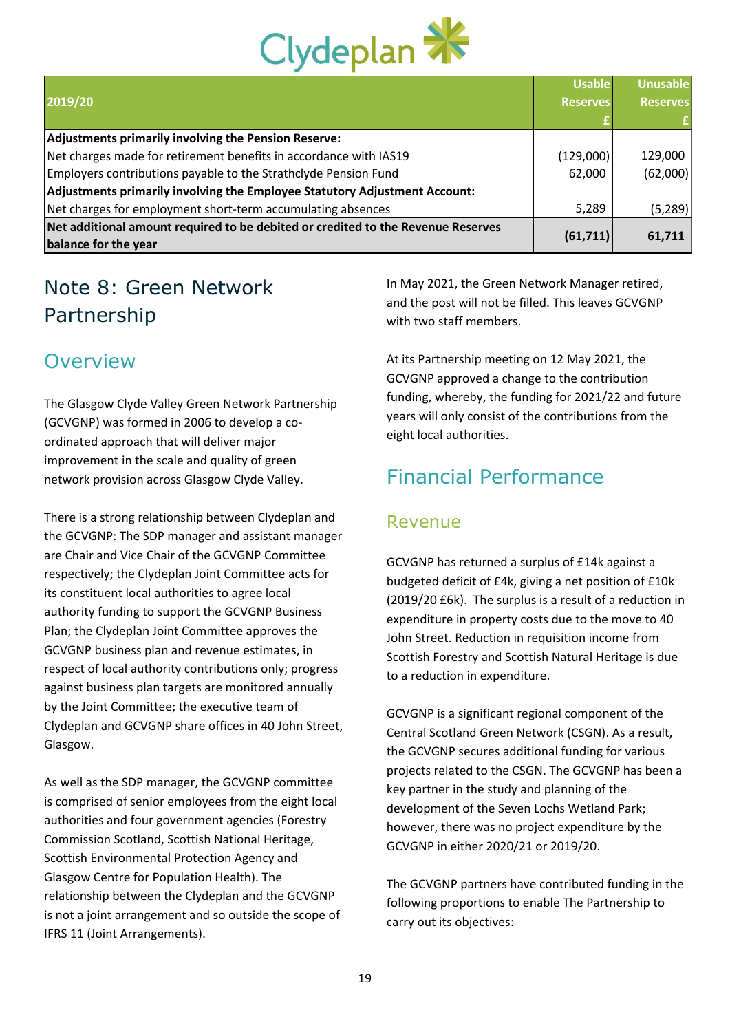| 2019/20 | Usable Reserves £ | Unusable Reserves £ |
|---|---|---|
| **Adjustments primarily involving the Pension Reserve:** | | |
| Net charges made for retirement benefits in accordance with IAS19 | (129,000) | 129,000 |
| Employers contributions payable to the Strathclyde Pension Fund | 62,000 | (62,000) |
| **Adjustments primarily involving the Employee Statutory Adjustment Account:** | | |
| Net charges for employment short-term accumulating absences | 5,289 | (5,289) |
| **Net additional amount required to be debited or credited to the Revenue Reserves balance for the year** | **(61,711)** | **61,711** |

# Note 8: Green Network Partnership

## Overview

The Glasgow Clyde Valley Green Network Partnership (GCVGNP) was formed in 2006 to develop a co-ordinated approach that will deliver major improvement in the scale and quality of green network provision across Glasgow Clyde Valley.

There is a strong relationship between Clydeplan and the GCVGNP: The SDP manager and assistant manager are Chair and Vice Chair of the GCVGNP Committee respectively; the Clydeplan Joint Committee acts for its constituent local authorities to agree local authority funding to support the GCVGNP Business Plan; the Clydeplan Joint Committee approves the GCVGNP business plan and revenue estimates, in respect of local authority contributions only; progress against business plan targets are monitored annually by the Joint Committee; the executive team of Clydeplan and GCVGNP share offices in 40 John Street, Glasgow.

As well as the SDP manager, the GCVGNP committee is comprised of senior employees from the eight local authorities and four government agencies (Forestry Commission Scotland, Scottish National Heritage, Scottish Environmental Protection Agency and Glasgow Centre for Population Health). The relationship between the Clydeplan and the GCVGNP is not a joint arrangement and so outside the scope of IFRS 11 (Joint Arrangements).

In May 2021, the Green Network Manager retired, and the post will not be filled. This leaves GCVGNP with two staff members.

At its Partnership meeting on 12 May 2021, the GCVGNP approved a change to the contribution funding, whereby, the funding for 2021/22 and future years will only consist of the contributions from the eight local authorities.

## Financial Performance

### Revenue

GCVGNP has returned a surplus of £14k against a budgeted deficit of £4k, giving a net position of £10k (2019/20 £6k). The surplus is a result of a reduction in expenditure in property costs due to the move to 40 John Street. Reduction in requisition income from Scottish Forestry and Scottish Natural Heritage is due to a reduction in expenditure.

GCVGNP is a significant regional component of the Central Scotland Green Network (CSGN). As a result, the GCVGNP secures additional funding for various projects related to the CSGN. The GCVGNP has been a key partner in the study and planning of the development of the Seven Lochs Wetland Park; however, there was no project expenditure by the GCVGNP in either 2020/21 or 2019/20.

The GCVGNP partners have contributed funding in the following proportions to enable The Partnership to carry out its objectives: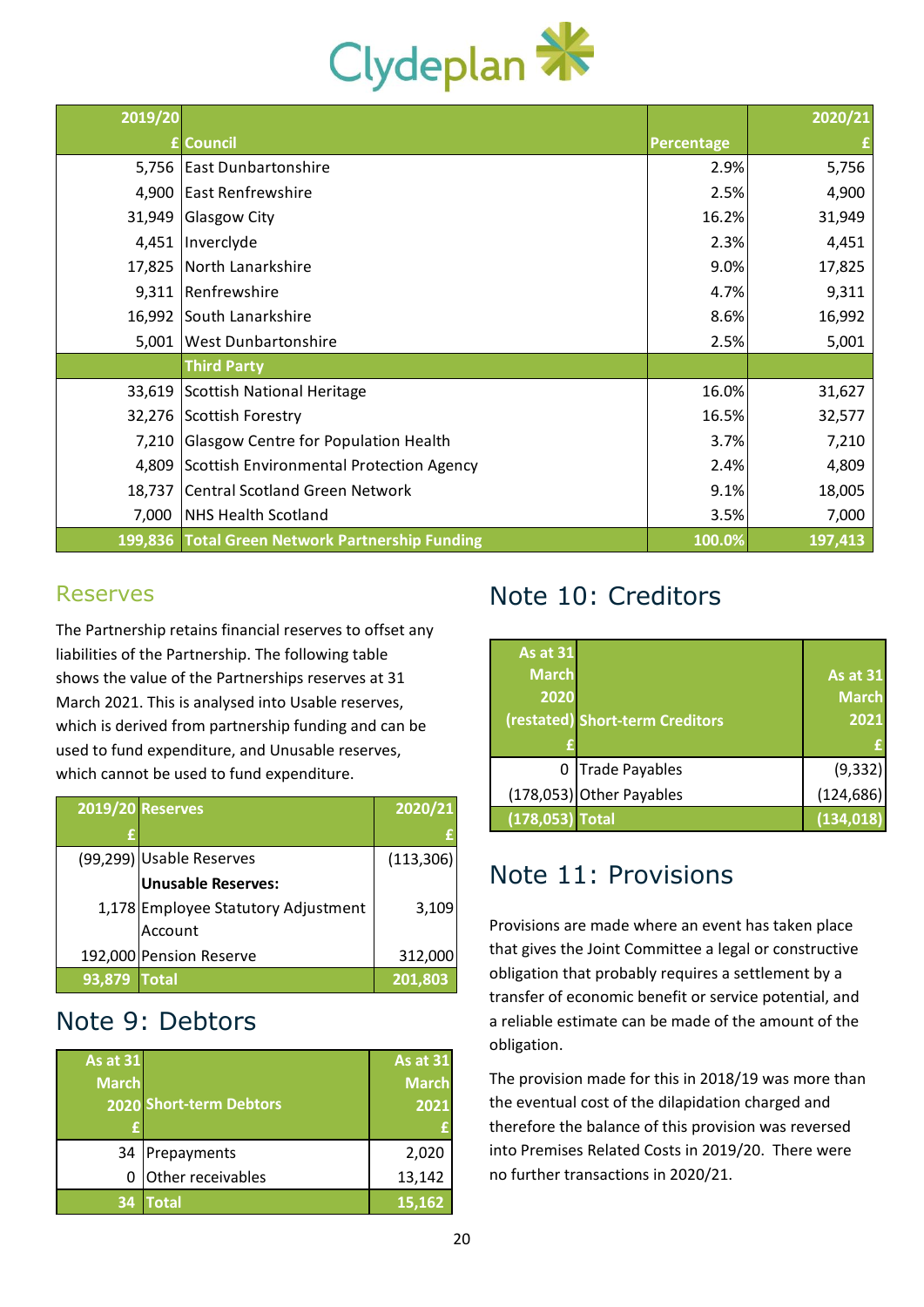Clydeplan

| 2019/20 £ | Council | Percentage | 2020/21 £ |
|---|---|---|---|
| 5,756 | East Dunbartonshire | 2.9% | 5,756 |
| 4,900 | East Renfrewshire | 2.5% | 4,900 |
| 31,949 | Glasgow City | 16.2% | 31,949 |
| 4,451 | Inverclyde | 2.3% | 4,451 |
| 17,825 | North Lanarkshire | 9.0% | 17,825 |
| 9,311 | Renfrewshire | 4.7% | 9,311 |
| 16,992 | South Lanarkshire | 8.6% | 16,992 |
| 5,001 | West Dunbartonshire | 2.5% | 5,001 |
| | **Third Party** | | |
| 33,619 | Scottish National Heritage | 16.0% | 31,627 |
| 32,276 | Scottish Forestry | 16.5% | 32,577 |
| 7,210 | Glasgow Centre for Population Health | 3.7% | 7,210 |
| 4,809 | Scottish Environmental Protection Agency | 2.4% | 4,809 |
| 18,737 | Central Scotland Green Network | 9.1% | 18,005 |
| 7,000 | NHS Health Scotland | 3.5% | 7,000 |
| **199,836** | **Total Green Network Partnership Funding** | **100.0%** | **197,413** |

## Reserves

The Partnership retains financial reserves to offset any liabilities of the Partnership. The following table shows the value of the Partnerships reserves at 31 March 2021. This is analysed into Usable reserves, which is derived from partnership funding and can be used to fund expenditure, and Unusable reserves, which cannot be used to fund expenditure.

| 2019/20 £ | Reserves | 2020/21 £ |
|---|---|---|
| (99,299) | Usable Reserves | (113,306) |
| | **Unusable Reserves:** | |
| 1,178 | Employee Statutory Adjustment Account | 3,109 |
| 192,000 | Pension Reserve | 312,000 |
| **93,879** | **Total** | **201,803** |

## Note 9: Debtors

| As at 31 March 2020 £ | Short-term Debtors | As at 31 March 2021 £ |
|---|---|---|
| 34 | Prepayments | 2,020 |
| 0 | Other receivables | 13,142 |
| **34** | **Total** | **15,162** |

## Note 10: Creditors

| As at 31 March 2020 (restated) £ | Short-term Creditors | As at 31 March 2021 £ |
|---|---|---|
| 0 | Trade Payables | (9,332) |
| (178,053) | Other Payables | (124,686) |
| **(178,053)** | **Total** | **(134,018)** |

## Note 11: Provisions

Provisions are made where an event has taken place that gives the Joint Committee a legal or constructive obligation that probably requires a settlement by a transfer of economic benefit or service potential, and a reliable estimate can be made of the amount of the obligation.

The provision made for this in 2018/19 was more than the eventual cost of the dilapidation charged and therefore the balance of this provision was reversed into Premises Related Costs in 2019/20. There were no further transactions in 2020/21.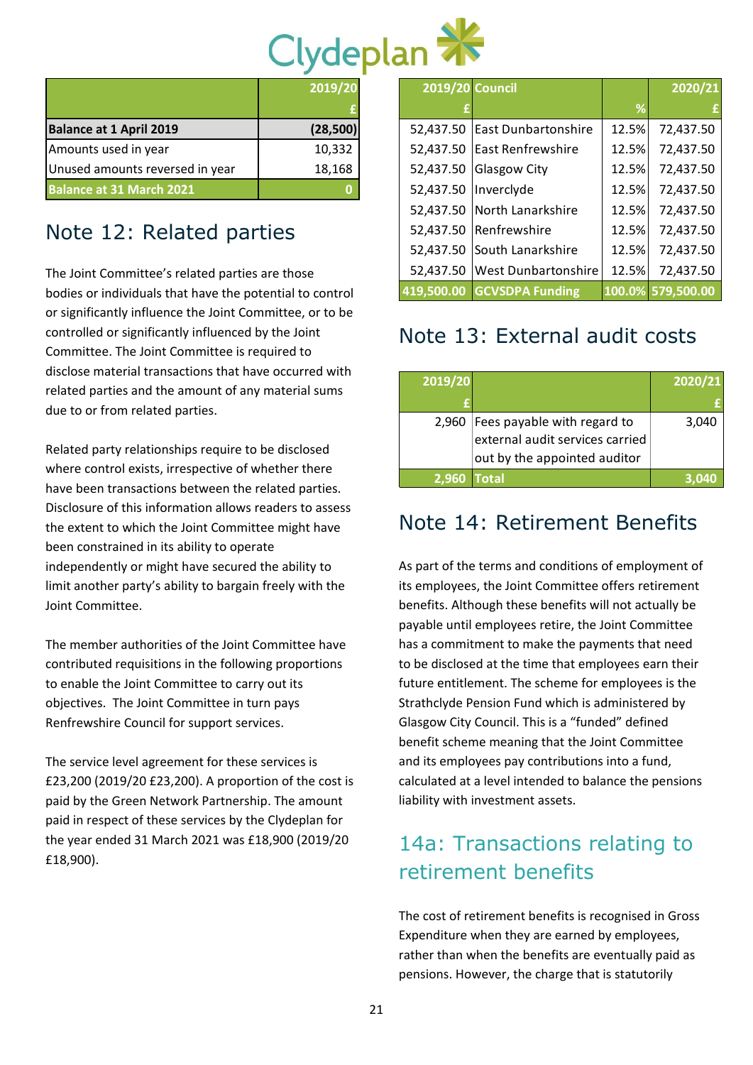| | 2019/20 |
|---|---|
| | £ |
| **Balance at 1 April 2019** | **(28,500)** |
| Amounts used in year | 10,332 |
| Unused amounts reversed in year | 18,168 |
| **Balance at 31 March 2021** | **0** |

## Note 12: Related parties

The Joint Committee's related parties are those bodies or individuals that have the potential to control or significantly influence the Joint Committee, or to be controlled or significantly influenced by the Joint Committee. The Joint Committee is required to disclose material transactions that have occurred with related parties and the amount of any material sums due to or from related parties.

Related party relationships require to be disclosed where control exists, irrespective of whether there have been transactions between the related parties. Disclosure of this information allows readers to assess the extent to which the Joint Committee might have been constrained in its ability to operate independently or might have secured the ability to limit another party's ability to bargain freely with the Joint Committee.

The member authorities of the Joint Committee have contributed requisitions in the following proportions to enable the Joint Committee to carry out its objectives. The Joint Committee in turn pays Renfrewshire Council for support services.

The service level agreement for these services is £23,200 (2019/20 £23,200). A proportion of the cost is paid by the Green Network Partnership. The amount paid in respect of these services by the Clydeplan for the year ended 31 March 2021 was £18,900 (2019/20 £18,900).

| 2019/20 | Council | | 2020/21 |
|---|---|---|---|
| £ | | % | £ |
| 52,437.50 | East Dunbartonshire | 12.5% | 72,437.50 |
| 52,437.50 | East Renfrewshire | 12.5% | 72,437.50 |
| 52,437.50 | Glasgow City | 12.5% | 72,437.50 |
| 52,437.50 | Inverclyde | 12.5% | 72,437.50 |
| 52,437.50 | North Lanarkshire | 12.5% | 72,437.50 |
| 52,437.50 | Renfrewshire | 12.5% | 72,437.50 |
| 52,437.50 | South Lanarkshire | 12.5% | 72,437.50 |
| 52,437.50 | West Dunbartonshire | 12.5% | 72,437.50 |
| **419,500.00** | **GCVSDPA Funding** | **100.0%** | **579,500.00** |

## Note 13: External audit costs

| 2019/20 | | 2020/21 |
|---|---|---|
| £ | | £ |
| 2,960 | Fees payable with regard to external audit services carried out by the appointed auditor | 3,040 |
| **2,960** | **Total** | **3,040** |

## Note 14: Retirement Benefits

As part of the terms and conditions of employment of its employees, the Joint Committee offers retirement benefits. Although these benefits will not actually be payable until employees retire, the Joint Committee has a commitment to make the payments that need to be disclosed at the time that employees earn their future entitlement. The scheme for employees is the Strathclyde Pension Fund which is administered by Glasgow City Council. This is a "funded" defined benefit scheme meaning that the Joint Committee and its employees pay contributions into a fund, calculated at a level intended to balance the pensions liability with investment assets.

### 14a: Transactions relating to retirement benefits

The cost of retirement benefits is recognised in Gross Expenditure when they are earned by employees, rather than when the benefits are eventually paid as pensions. However, the charge that is statutorily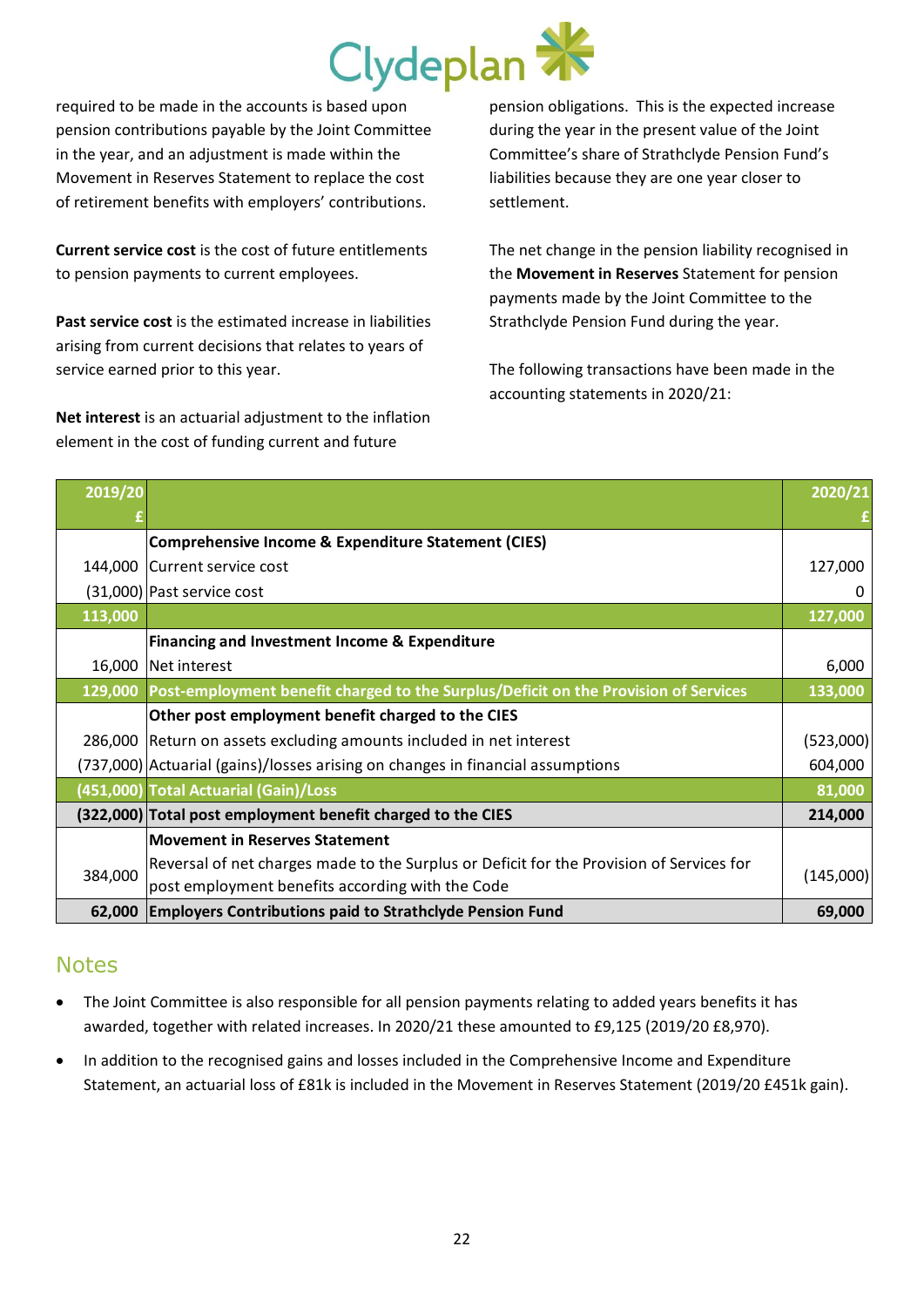required to be made in the accounts is based upon pension contributions payable by the Joint Committee in the year, and an adjustment is made within the Movement in Reserves Statement to replace the cost of retirement benefits with employers' contributions.

**Current service cost** is the cost of future entitlements to pension payments to current employees.

**Past service cost** is the estimated increase in liabilities arising from current decisions that relates to years of service earned prior to this year.

**Net interest** is an actuarial adjustment to the inflation element in the cost of funding current and future pension obligations. This is the expected increase during the year in the present value of the Joint Committee's share of Strathclyde Pension Fund's liabilities because they are one year closer to settlement.

The net change in the pension liability recognised in the **Movement in Reserves** Statement for pension payments made by the Joint Committee to the Strathclyde Pension Fund during the year.

The following transactions have been made in the accounting statements in 2020/21:

| 2019/20 £ | | 2020/21 £ |
|---|---|---|
| | **Comprehensive Income & Expenditure Statement (CIES)** | |
| 144,000 | Current service cost | 127,000 |
| (31,000) | Past service cost | 0 |
| **113,000** | | **127,000** |
| | **Financing and Investment Income & Expenditure** | |
| 16,000 | Net interest | 6,000 |
| **129,000** | **Post-employment benefit charged to the Surplus/Deficit on the Provision of Services** | **133,000** |
| | **Other post employment benefit charged to the CIES** | |
| 286,000 | Return on assets excluding amounts included in net interest | (523,000) |
| (737,000) | Actuarial (gains)/losses arising on changes in financial assumptions | 604,000 |
| **(451,000)** | **Total Actuarial (Gain)/Loss** | **81,000** |
| **(322,000)** | **Total post employment benefit charged to the CIES** | **214,000** |
| | **Movement in Reserves Statement** | |
| 384,000 | Reversal of net charges made to the Surplus or Deficit for the Provision of Services for post employment benefits according with the Code | (145,000) |
| **62,000** | **Employers Contributions paid to Strathclyde Pension Fund** | **69,000** |

## Notes

- The Joint Committee is also responsible for all pension payments relating to added years benefits it has awarded, together with related increases. In 2020/21 these amounted to £9,125 (2019/20 £8,970).
- In addition to the recognised gains and losses included in the Comprehensive Income and Expenditure Statement, an actuarial loss of £81k is included in the Movement in Reserves Statement (2019/20 £451k gain).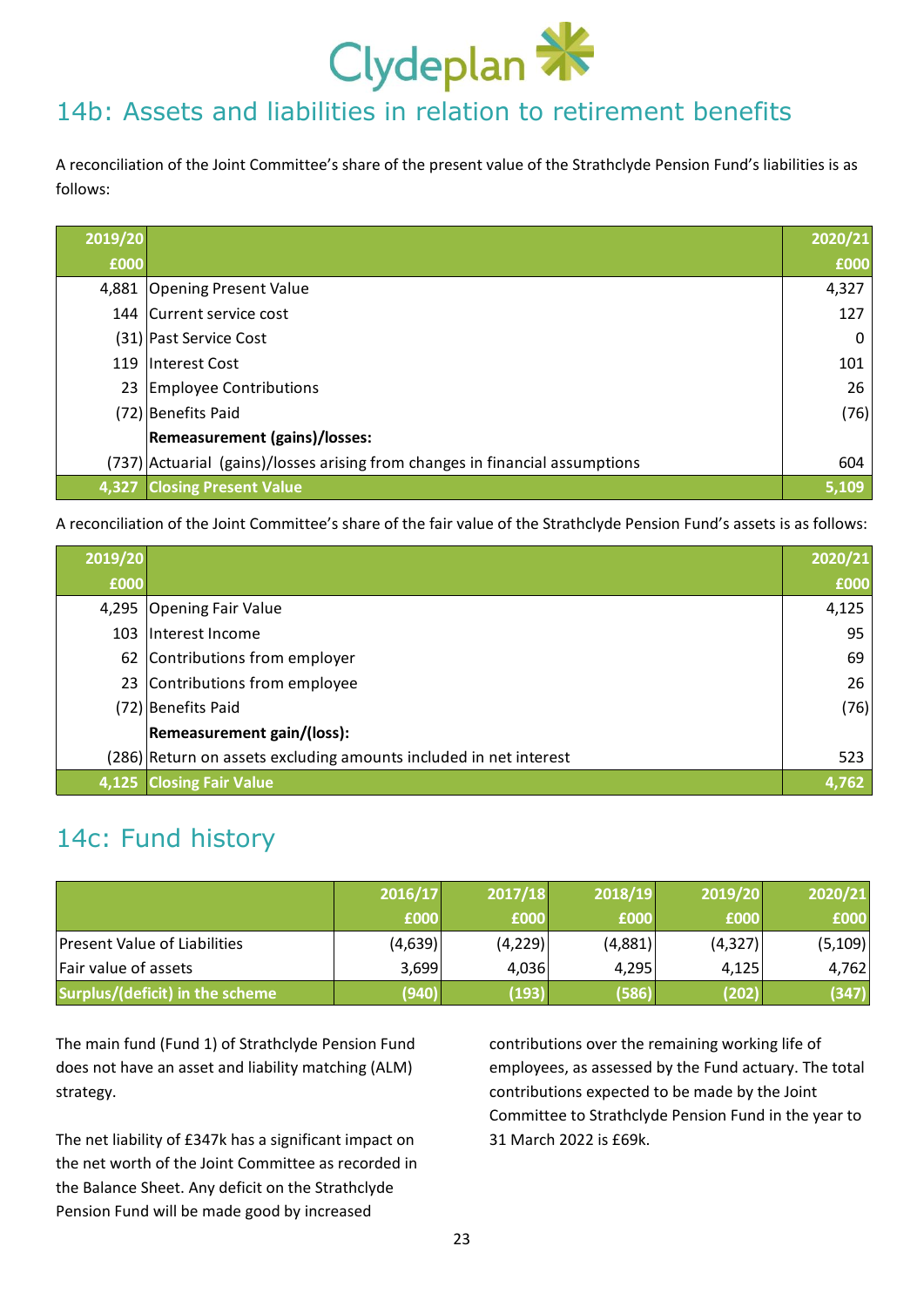## 14b: Assets and liabilities in relation to retirement benefits

A reconciliation of the Joint Committee's share of the present value of the Strathclyde Pension Fund's liabilities is as follows:

| 2019/20 £000 | | 2020/21 £000 |
|---|---|---|
| 4,881 | Opening Present Value | 4,327 |
| 144 | Current service cost | 127 |
| (31) | Past Service Cost | 0 |
| 119 | Interest Cost | 101 |
| 23 | Employee Contributions | 26 |
| (72) | Benefits Paid | (76) |
| | **Remeasurement (gains)/losses:** | |
| (737) | Actuarial (gains)/losses arising from changes in financial assumptions | 604 |
| **4,327** | **Closing Present Value** | **5,109** |

A reconciliation of the Joint Committee's share of the fair value of the Strathclyde Pension Fund's assets is as follows:

| 2019/20 £000 | | 2020/21 £000 |
|---|---|---|
| 4,295 | Opening Fair Value | 4,125 |
| 103 | Interest Income | 95 |
| 62 | Contributions from employer | 69 |
| 23 | Contributions from employee | 26 |
| (72) | Benefits Paid | (76) |
| | **Remeasurement gain/(loss):** | |
| (286) | Return on assets excluding amounts included in net interest | 523 |
| **4,125** | **Closing Fair Value** | **4,762** |

## 14c: Fund history

| | 2016/17 £000 | 2017/18 £000 | 2018/19 £000 | 2019/20 £000 | 2020/21 £000 |
|---|---|---|---|---|---|
| Present Value of Liabilities | (4,639) | (4,229) | (4,881) | (4,327) | (5,109) |
| Fair value of assets | 3,699 | 4,036 | 4,295 | 4,125 | 4,762 |
| **Surplus/(deficit) in the scheme** | **(940)** | **(193)** | **(586)** | **(202)** | **(347)** |

The main fund (Fund 1) of Strathclyde Pension Fund does not have an asset and liability matching (ALM) strategy.

The net liability of £347k has a significant impact on the net worth of the Joint Committee as recorded in the Balance Sheet. Any deficit on the Strathclyde Pension Fund will be made good by increased contributions over the remaining working life of employees, as assessed by the Fund actuary. The total contributions expected to be made by the Joint Committee to Strathclyde Pension Fund in the year to 31 March 2022 is £69k.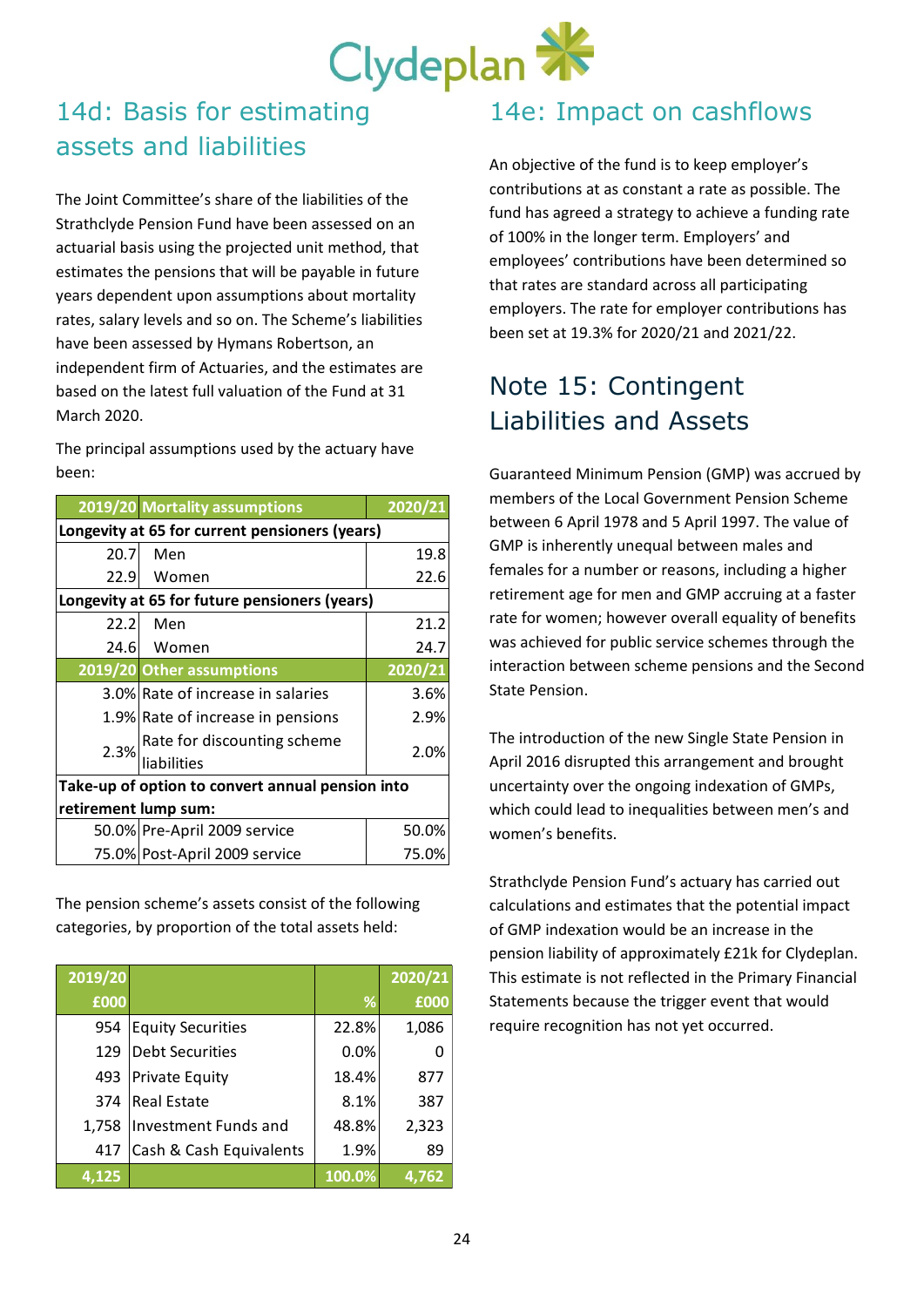## 14d: Basis for estimating assets and liabilities

The Joint Committee's share of the liabilities of the Strathclyde Pension Fund have been assessed on an actuarial basis using the projected unit method, that estimates the pensions that will be payable in future years dependent upon assumptions about mortality rates, salary levels and so on. The Scheme's liabilities have been assessed by Hymans Robertson, an independent firm of Actuaries, and the estimates are based on the latest full valuation of the Fund at 31 March 2020.

The principal assumptions used by the actuary have been:

| 2019/20 | Mortality assumptions | 2020/21 |
|---|---|---|
| **Longevity at 65 for current pensioners (years)** | | |
| 20.7 | Men | 19.8 |
| 22.9 | Women | 22.6 |
| **Longevity at 65 for future pensioners (years)** | | |
| 22.2 | Men | 21.2 |
| 24.6 | Women | 24.7 |
| **2019/20** | **Other assumptions** | **2020/21** |
| 3.0% | Rate of increase in salaries | 3.6% |
| 1.9% | Rate of increase in pensions | 2.9% |
| 2.3% | Rate for discounting scheme liabilities | 2.0% |
| **Take-up of option to convert annual pension into retirement lump sum:** | | |
| 50.0% | Pre-April 2009 service | 50.0% |
| 75.0% | Post-April 2009 service | 75.0% |

The pension scheme's assets consist of the following categories, by proportion of the total assets held:

| 2019/20 £000 | | % | 2020/21 £000 |
|---|---|---|---|
| 954 | Equity Securities | 22.8% | 1,086 |
| 129 | Debt Securities | 0.0% | 0 |
| 493 | Private Equity | 18.4% | 877 |
| 374 | Real Estate | 8.1% | 387 |
| 1,758 | Investment Funds and | 48.8% | 2,323 |
| 417 | Cash & Cash Equivalents | 1.9% | 89 |
| **4,125** | | **100.0%** | **4,762** |

## 14e: Impact on cashflows

An objective of the fund is to keep employer's contributions at as constant a rate as possible. The fund has agreed a strategy to achieve a funding rate of 100% in the longer term. Employers' and employees' contributions have been determined so that rates are standard across all participating employers. The rate for employer contributions has been set at 19.3% for 2020/21 and 2021/22.

## Note 15: Contingent Liabilities and Assets

Guaranteed Minimum Pension (GMP) was accrued by members of the Local Government Pension Scheme between 6 April 1978 and 5 April 1997. The value of GMP is inherently unequal between males and females for a number or reasons, including a higher retirement age for men and GMP accruing at a faster rate for women; however overall equality of benefits was achieved for public service schemes through the interaction between scheme pensions and the Second State Pension.

The introduction of the new Single State Pension in April 2016 disrupted this arrangement and brought uncertainty over the ongoing indexation of GMPs, which could lead to inequalities between men's and women's benefits.

Strathclyde Pension Fund's actuary has carried out calculations and estimates that the potential impact of GMP indexation would be an increase in the pension liability of approximately £21k for Clydeplan. This estimate is not reflected in the Primary Financial Statements because the trigger event that would require recognition has not yet occurred.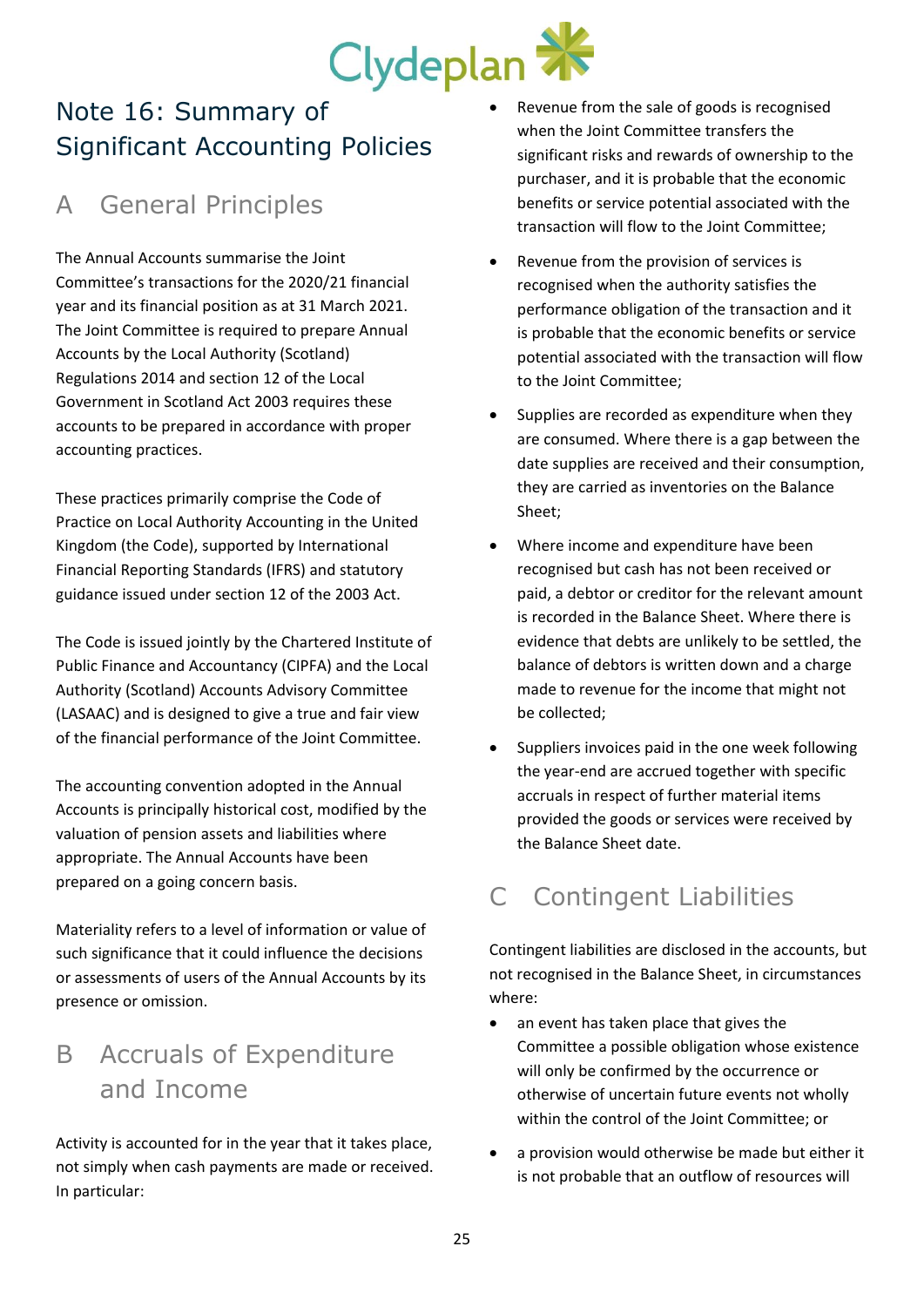# Note 16: Summary of Significant Accounting Policies

## A General Principles

The Annual Accounts summarise the Joint Committee's transactions for the 2020/21 financial year and its financial position as at 31 March 2021. The Joint Committee is required to prepare Annual Accounts by the Local Authority (Scotland) Regulations 2014 and section 12 of the Local Government in Scotland Act 2003 requires these accounts to be prepared in accordance with proper accounting practices.

These practices primarily comprise the Code of Practice on Local Authority Accounting in the United Kingdom (the Code), supported by International Financial Reporting Standards (IFRS) and statutory guidance issued under section 12 of the 2003 Act.

The Code is issued jointly by the Chartered Institute of Public Finance and Accountancy (CIPFA) and the Local Authority (Scotland) Accounts Advisory Committee (LASAAC) and is designed to give a true and fair view of the financial performance of the Joint Committee.

The accounting convention adopted in the Annual Accounts is principally historical cost, modified by the valuation of pension assets and liabilities where appropriate. The Annual Accounts have been prepared on a going concern basis.

Materiality refers to a level of information or value of such significance that it could influence the decisions or assessments of users of the Annual Accounts by its presence or omission.

## B Accruals of Expenditure and Income

Activity is accounted for in the year that it takes place, not simply when cash payments are made or received. In particular:

- Revenue from the sale of goods is recognised when the Joint Committee transfers the significant risks and rewards of ownership to the purchaser, and it is probable that the economic benefits or service potential associated with the transaction will flow to the Joint Committee;
- Revenue from the provision of services is recognised when the authority satisfies the performance obligation of the transaction and it is probable that the economic benefits or service potential associated with the transaction will flow to the Joint Committee;
- Supplies are recorded as expenditure when they are consumed. Where there is a gap between the date supplies are received and their consumption, they are carried as inventories on the Balance Sheet;
- Where income and expenditure have been recognised but cash has not been received or paid, a debtor or creditor for the relevant amount is recorded in the Balance Sheet. Where there is evidence that debts are unlikely to be settled, the balance of debtors is written down and a charge made to revenue for the income that might not be collected;
- Suppliers invoices paid in the one week following the year-end are accrued together with specific accruals in respect of further material items provided the goods or services were received by the Balance Sheet date.

## C Contingent Liabilities

Contingent liabilities are disclosed in the accounts, but not recognised in the Balance Sheet, in circumstances where:

- an event has taken place that gives the Committee a possible obligation whose existence will only be confirmed by the occurrence or otherwise of uncertain future events not wholly within the control of the Joint Committee; or
- a provision would otherwise be made but either it is not probable that an outflow of resources will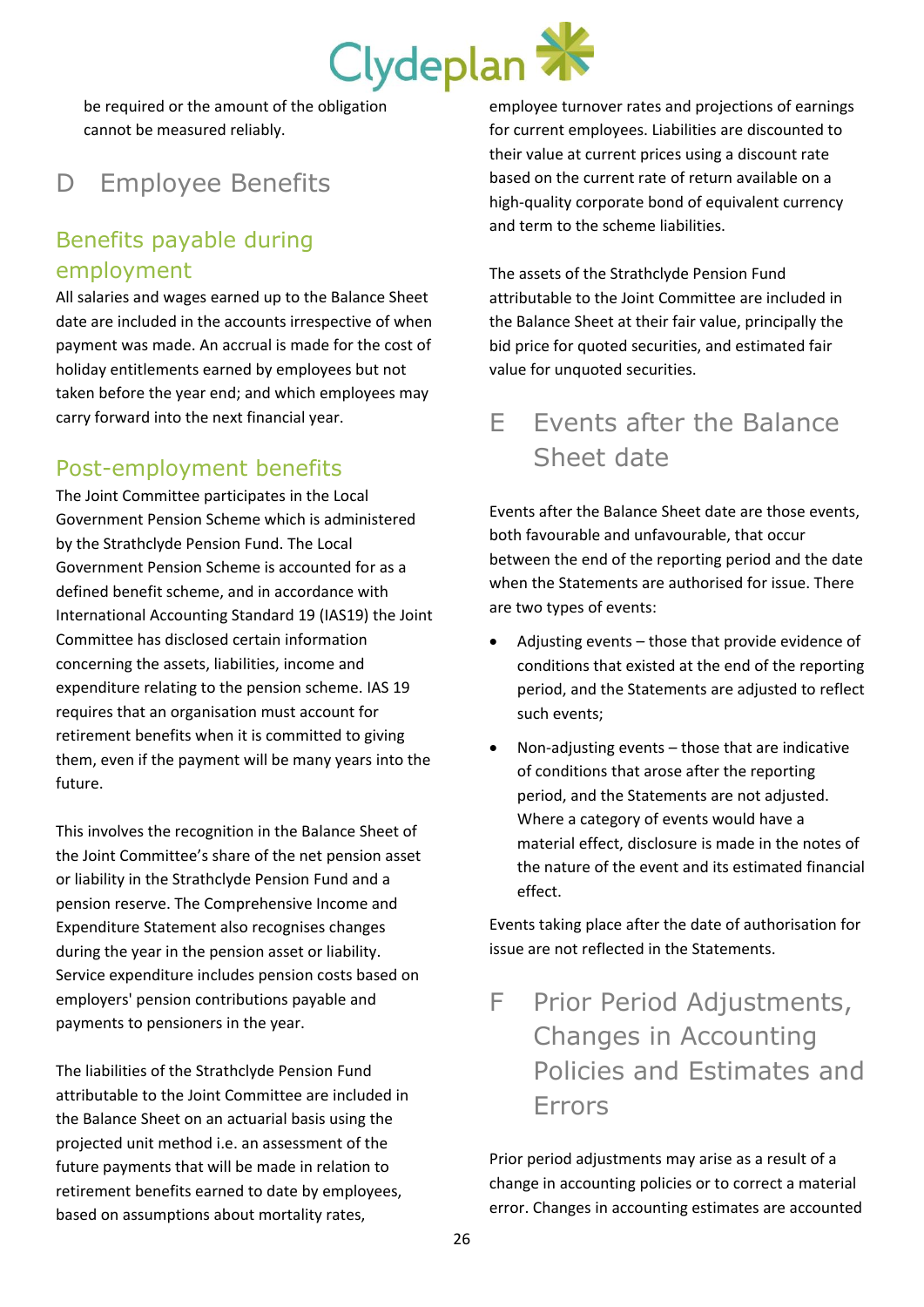be required or the amount of the obligation cannot be measured reliably.

## D Employee Benefits

### Benefits payable during employment

All salaries and wages earned up to the Balance Sheet date are included in the accounts irrespective of when payment was made. An accrual is made for the cost of holiday entitlements earned by employees but not taken before the year end; and which employees may carry forward into the next financial year.

### Post-employment benefits

The Joint Committee participates in the Local Government Pension Scheme which is administered by the Strathclyde Pension Fund. The Local Government Pension Scheme is accounted for as a defined benefit scheme, and in accordance with International Accounting Standard 19 (IAS19) the Joint Committee has disclosed certain information concerning the assets, liabilities, income and expenditure relating to the pension scheme. IAS 19 requires that an organisation must account for retirement benefits when it is committed to giving them, even if the payment will be many years into the future.

This involves the recognition in the Balance Sheet of the Joint Committee's share of the net pension asset or liability in the Strathclyde Pension Fund and a pension reserve. The Comprehensive Income and Expenditure Statement also recognises changes during the year in the pension asset or liability. Service expenditure includes pension costs based on employers' pension contributions payable and payments to pensioners in the year.

The liabilities of the Strathclyde Pension Fund attributable to the Joint Committee are included in the Balance Sheet on an actuarial basis using the projected unit method i.e. an assessment of the future payments that will be made in relation to retirement benefits earned to date by employees, based on assumptions about mortality rates, employee turnover rates and projections of earnings for current employees. Liabilities are discounted to their value at current prices using a discount rate based on the current rate of return available on a high-quality corporate bond of equivalent currency and term to the scheme liabilities.

The assets of the Strathclyde Pension Fund attributable to the Joint Committee are included in the Balance Sheet at their fair value, principally the bid price for quoted securities, and estimated fair value for unquoted securities.

## E Events after the Balance Sheet date

Events after the Balance Sheet date are those events, both favourable and unfavourable, that occur between the end of the reporting period and the date when the Statements are authorised for issue. There are two types of events:

- Adjusting events – those that provide evidence of conditions that existed at the end of the reporting period, and the Statements are adjusted to reflect such events;
- Non-adjusting events – those that are indicative of conditions that arose after the reporting period, and the Statements are not adjusted. Where a category of events would have a material effect, disclosure is made in the notes of the nature of the event and its estimated financial effect.

Events taking place after the date of authorisation for issue are not reflected in the Statements.

## F Prior Period Adjustments, Changes in Accounting Policies and Estimates and Errors

Prior period adjustments may arise as a result of a change in accounting policies or to correct a material error. Changes in accounting estimates are accounted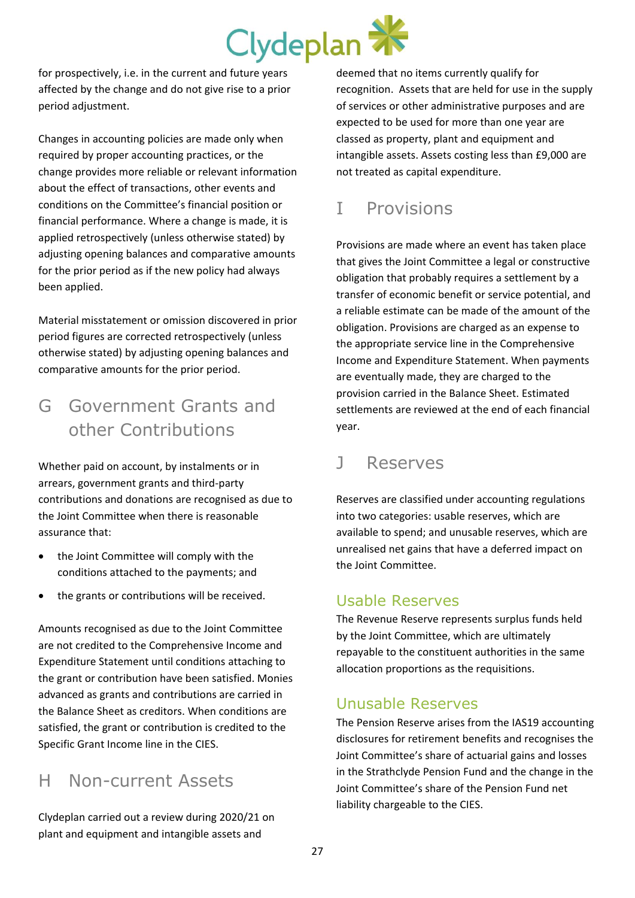for prospectively, i.e. in the current and future years affected by the change and do not give rise to a prior period adjustment.

Changes in accounting policies are made only when required by proper accounting practices, or the change provides more reliable or relevant information about the effect of transactions, other events and conditions on the Committee's financial position or financial performance. Where a change is made, it is applied retrospectively (unless otherwise stated) by adjusting opening balances and comparative amounts for the prior period as if the new policy had always been applied.

Material misstatement or omission discovered in prior period figures are corrected retrospectively (unless otherwise stated) by adjusting opening balances and comparative amounts for the prior period.

## G Government Grants and other Contributions

Whether paid on account, by instalments or in arrears, government grants and third-party contributions and donations are recognised as due to the Joint Committee when there is reasonable assurance that:

- the Joint Committee will comply with the conditions attached to the payments; and
- the grants or contributions will be received.

Amounts recognised as due to the Joint Committee are not credited to the Comprehensive Income and Expenditure Statement until conditions attaching to the grant or contribution have been satisfied. Monies advanced as grants and contributions are carried in the Balance Sheet as creditors. When conditions are satisfied, the grant or contribution is credited to the Specific Grant Income line in the CIES.

## H Non-current Assets

Clydeplan carried out a review during 2020/21 on plant and equipment and intangible assets and deemed that no items currently qualify for recognition. Assets that are held for use in the supply of services or other administrative purposes and are expected to be used for more than one year are classed as property, plant and equipment and intangible assets. Assets costing less than £9,000 are not treated as capital expenditure.

## I Provisions

Provisions are made where an event has taken place that gives the Joint Committee a legal or constructive obligation that probably requires a settlement by a transfer of economic benefit or service potential, and a reliable estimate can be made of the amount of the obligation. Provisions are charged as an expense to the appropriate service line in the Comprehensive Income and Expenditure Statement. When payments are eventually made, they are charged to the provision carried in the Balance Sheet. Estimated settlements are reviewed at the end of each financial year.

## J Reserves

Reserves are classified under accounting regulations into two categories: usable reserves, which are available to spend; and unusable reserves, which are unrealised net gains that have a deferred impact on the Joint Committee.

### Usable Reserves

The Revenue Reserve represents surplus funds held by the Joint Committee, which are ultimately repayable to the constituent authorities in the same allocation proportions as the requisitions.

### Unusable Reserves

The Pension Reserve arises from the IAS19 accounting disclosures for retirement benefits and recognises the Joint Committee's share of actuarial gains and losses in the Strathclyde Pension Fund and the change in the Joint Committee's share of the Pension Fund net liability chargeable to the CIES.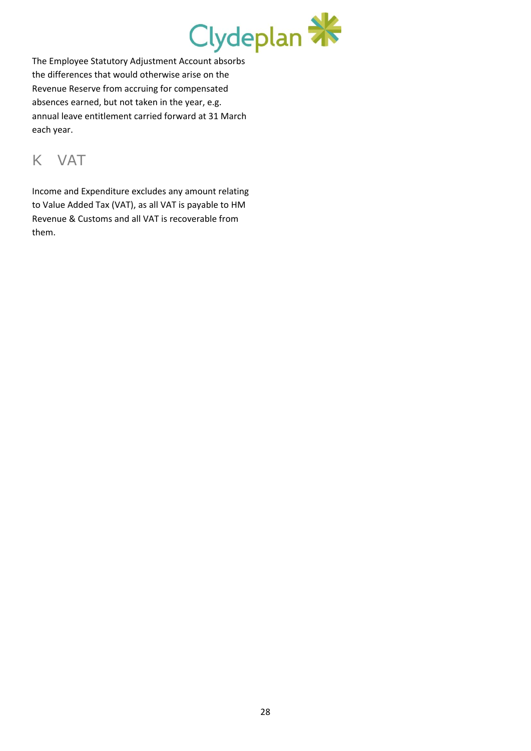The Employee Statutory Adjustment Account absorbs the differences that would otherwise arise on the Revenue Reserve from accruing for compensated absences earned, but not taken in the year, e.g. annual leave entitlement carried forward at 31 March each year.

## K VAT

Income and Expenditure excludes any amount relating to Value Added Tax (VAT), as all VAT is payable to HM Revenue & Customs and all VAT is recoverable from them.